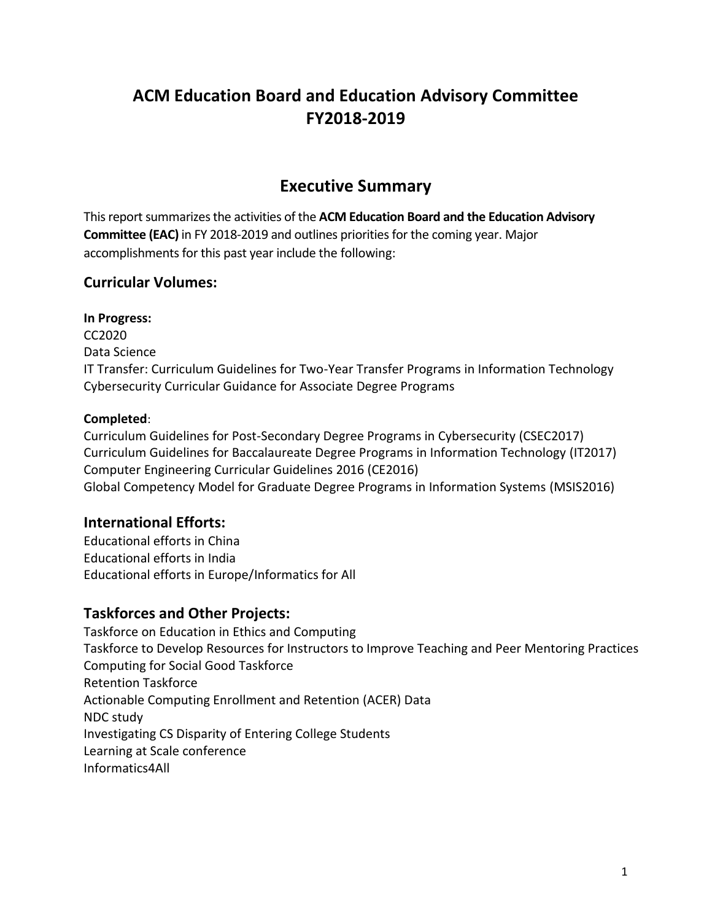# ACM Education Board and Education Advisory Committee FY2018-2019

## Executive Summary

This report summarizes the activities of the **ACM Education Board and the Education Advisory Committee (EAC)** in FY 2018-2019 and outlines priorities for the coming year. Major accomplishments for this past year include the following:

### Curricular Volumes:

**In Progress:**
CC2020
Data Science
IT Transfer: Curriculum Guidelines for Two-Year Transfer Programs in Information Technology
Cybersecurity Curricular Guidance for Associate Degree Programs

**Completed**:
Curriculum Guidelines for Post-Secondary Degree Programs in Cybersecurity (CSEC2017)
Curriculum Guidelines for Baccalaureate Degree Programs in Information Technology (IT2017)
Computer Engineering Curricular Guidelines 2016 (CE2016)
Global Competency Model for Graduate Degree Programs in Information Systems (MSIS2016)

### International Efforts:

Educational efforts in China
Educational efforts in India
Educational efforts in Europe/Informatics for All

### Taskforces and Other Projects:

Taskforce on Education in Ethics and Computing
Taskforce to Develop Resources for Instructors to Improve Teaching and Peer Mentoring Practices
Computing for Social Good Taskforce
Retention Taskforce
Actionable Computing Enrollment and Retention (ACER) Data
NDC study
Investigating CS Disparity of Entering College Students
Learning at Scale conference
Informatics4All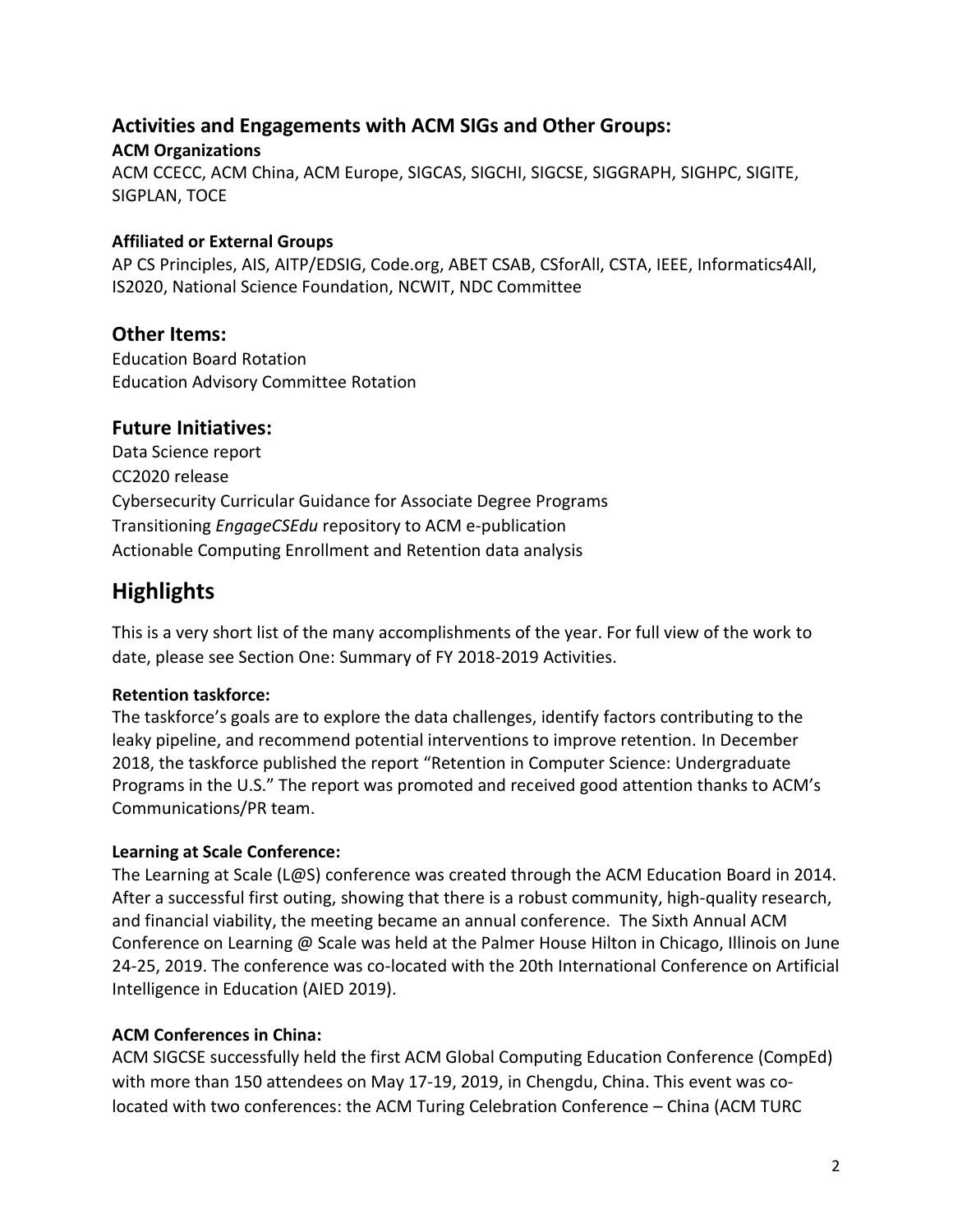### Activities and Engagements with ACM SIGs and Other Groups:

**ACM Organizations**

ACM CCECC, ACM China, ACM Europe, SIGCAS, SIGCHI, SIGCSE, SIGGRAPH, SIGHPC, SIGITE, SIGPLAN, TOCE

**Affiliated or External Groups**

AP CS Principles, AIS, AITP/EDSIG, Code.org, ABET CSAB, CSforAll, CSTA, IEEE, Informatics4All, IS2020, National Science Foundation, NCWIT, NDC Committee

### Other Items:

Education Board Rotation
Education Advisory Committee Rotation

### Future Initiatives:

Data Science report
CC2020 release
Cybersecurity Curricular Guidance for Associate Degree Programs
Transitioning *EngageCSEdu* repository to ACM e-publication
Actionable Computing Enrollment and Retention data analysis

## Highlights

This is a very short list of the many accomplishments of the year. For full view of the work to date, please see Section One: Summary of FY 2018-2019 Activities.

**Retention taskforce:**

The taskforce's goals are to explore the data challenges, identify factors contributing to the leaky pipeline, and recommend potential interventions to improve retention. In December 2018, the taskforce published the report "Retention in Computer Science: Undergraduate Programs in the U.S." The report was promoted and received good attention thanks to ACM's Communications/PR team.

**Learning at Scale Conference:**

The Learning at Scale (L@S) conference was created through the ACM Education Board in 2014. After a successful first outing, showing that there is a robust community, high-quality research, and financial viability, the meeting became an annual conference. The Sixth Annual ACM Conference on Learning @ Scale was held at the Palmer House Hilton in Chicago, Illinois on June 24-25, 2019. The conference was co-located with the 20th International Conference on Artificial Intelligence in Education (AIED 2019).

**ACM Conferences in China:**

ACM SIGCSE successfully held the first ACM Global Computing Education Conference (CompEd) with more than 150 attendees on May 17-19, 2019, in Chengdu, China. This event was co-located with two conferences: the ACM Turing Celebration Conference – China (ACM TURC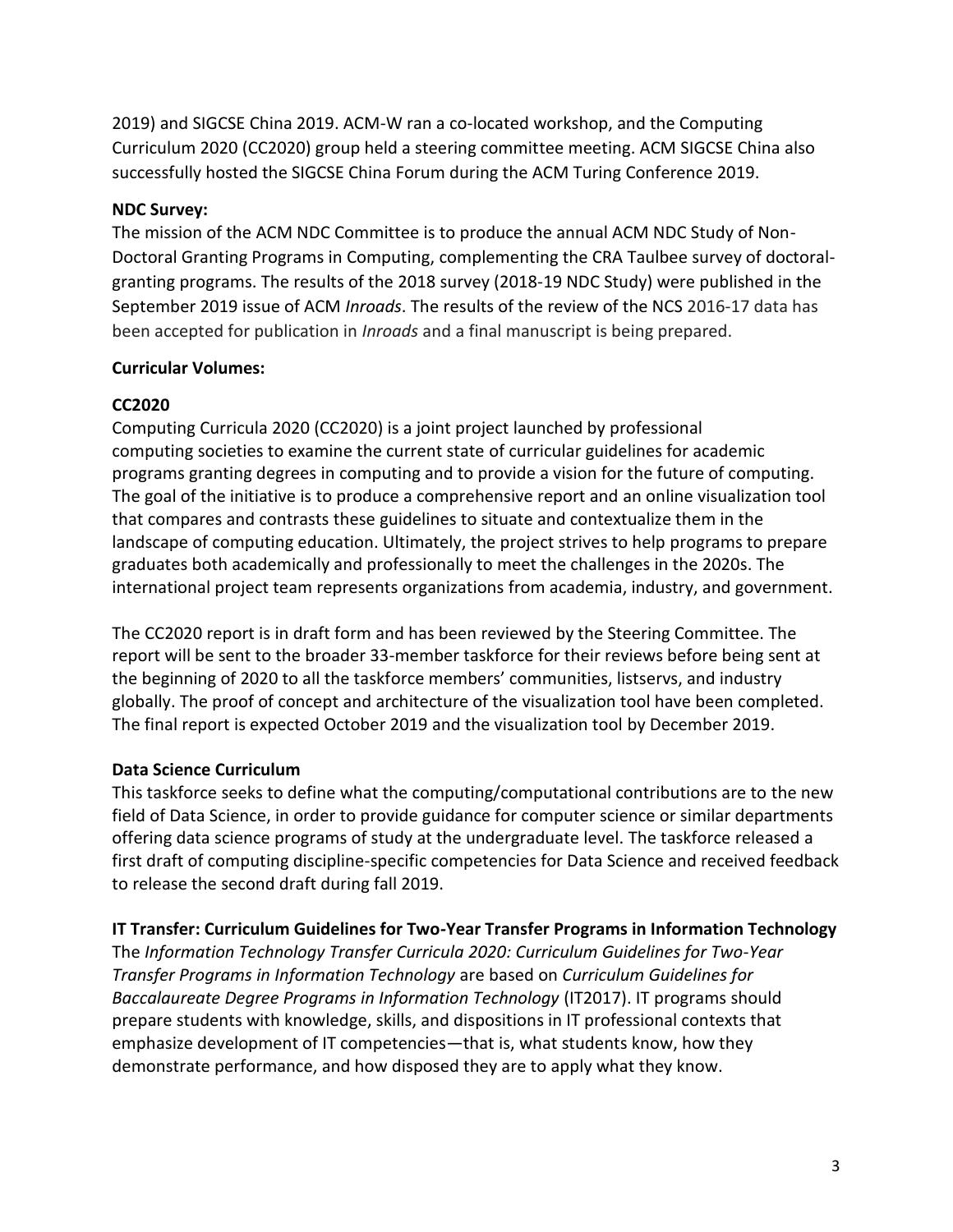2019) and SIGCSE China 2019. ACM-W ran a co-located workshop, and the Computing Curriculum 2020 (CC2020) group held a steering committee meeting. ACM SIGCSE China also successfully hosted the SIGCSE China Forum during the ACM Turing Conference 2019.

**NDC Survey:**

The mission of the ACM NDC Committee is to produce the annual ACM NDC Study of Non-Doctoral Granting Programs in Computing, complementing the CRA Taulbee survey of doctoral-granting programs. The results of the 2018 survey (2018-19 NDC Study) were published in the September 2019 issue of ACM *Inroads*. The results of the review of the NCS 2016-17 data has been accepted for publication in *Inroads* and a final manuscript is being prepared.

**Curricular Volumes:**

**CC2020**

Computing Curricula 2020 (CC2020) is a joint project launched by professional computing societies to examine the current state of curricular guidelines for academic programs granting degrees in computing and to provide a vision for the future of computing. The goal of the initiative is to produce a comprehensive report and an online visualization tool that compares and contrasts these guidelines to situate and contextualize them in the landscape of computing education. Ultimately, the project strives to help programs to prepare graduates both academically and professionally to meet the challenges in the 2020s. The international project team represents organizations from academia, industry, and government.

The CC2020 report is in draft form and has been reviewed by the Steering Committee. The report will be sent to the broader 33-member taskforce for their reviews before being sent at the beginning of 2020 to all the taskforce members' communities, listservs, and industry globally. The proof of concept and architecture of the visualization tool have been completed. The final report is expected October 2019 and the visualization tool by December 2019.

**Data Science Curriculum**

This taskforce seeks to define what the computing/computational contributions are to the new field of Data Science, in order to provide guidance for computer science or similar departments offering data science programs of study at the undergraduate level. The taskforce released a first draft of computing discipline-specific competencies for Data Science and received feedback to release the second draft during fall 2019.

**IT Transfer: Curriculum Guidelines for Two-Year Transfer Programs in Information Technology**

The *Information Technology Transfer Curricula 2020: Curriculum Guidelines for Two-Year Transfer Programs in Information Technology* are based on *Curriculum Guidelines for Baccalaureate Degree Programs in Information Technology* (IT2017). IT programs should prepare students with knowledge, skills, and dispositions in IT professional contexts that emphasize development of IT competencies—that is, what students know, how they demonstrate performance, and how disposed they are to apply what they know.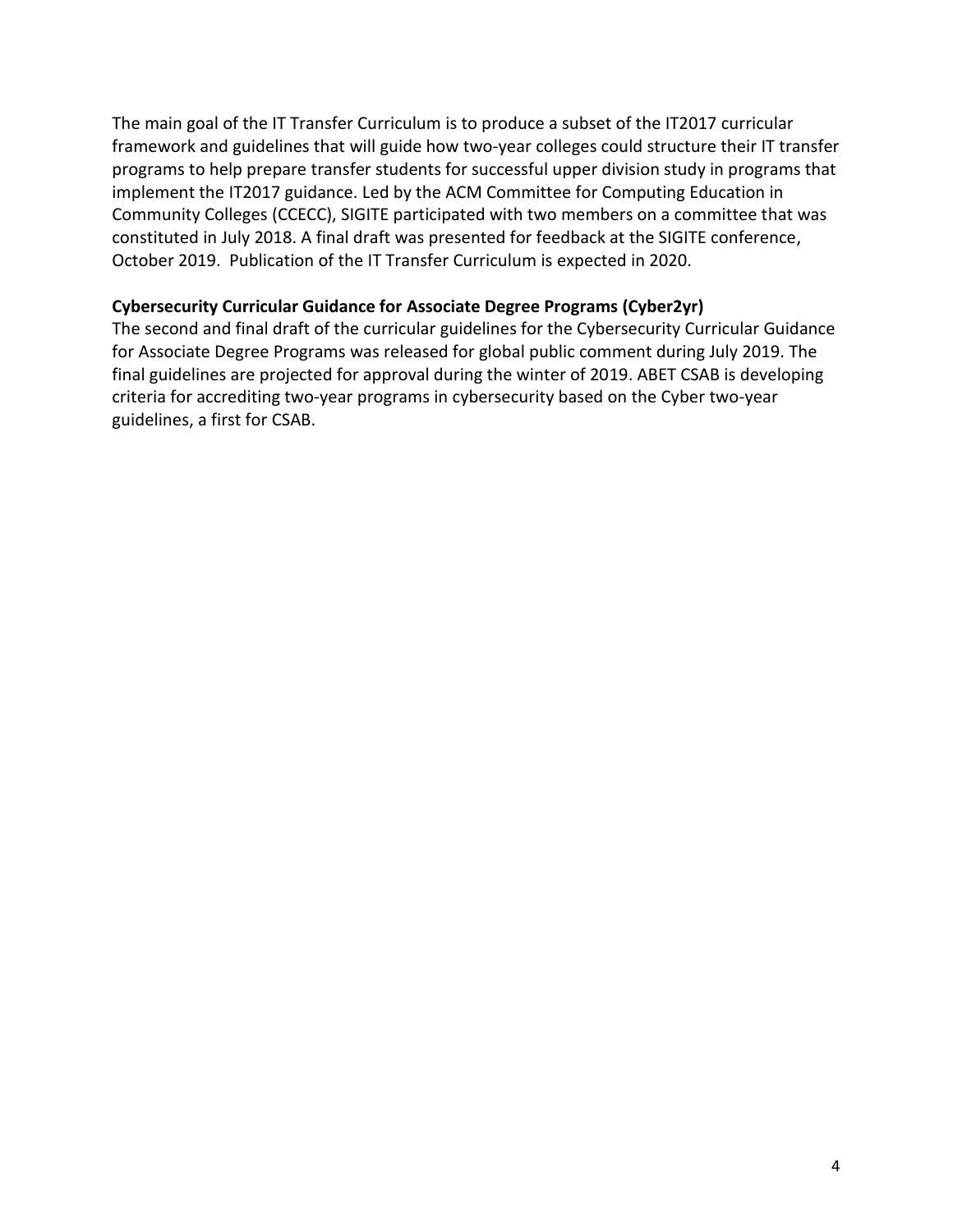The main goal of the IT Transfer Curriculum is to produce a subset of the IT2017 curricular framework and guidelines that will guide how two-year colleges could structure their IT transfer programs to help prepare transfer students for successful upper division study in programs that implement the IT2017 guidance. Led by the ACM Committee for Computing Education in Community Colleges (CCECC), SIGITE participated with two members on a committee that was constituted in July 2018. A final draft was presented for feedback at the SIGITE conference, October 2019. Publication of the IT Transfer Curriculum is expected in 2020.

**Cybersecurity Curricular Guidance for Associate Degree Programs (Cyber2yr)**

The second and final draft of the curricular guidelines for the Cybersecurity Curricular Guidance for Associate Degree Programs was released for global public comment during July 2019. The final guidelines are projected for approval during the winter of 2019. ABET CSAB is developing criteria for accrediting two-year programs in cybersecurity based on the Cyber two-year guidelines, a first for CSAB.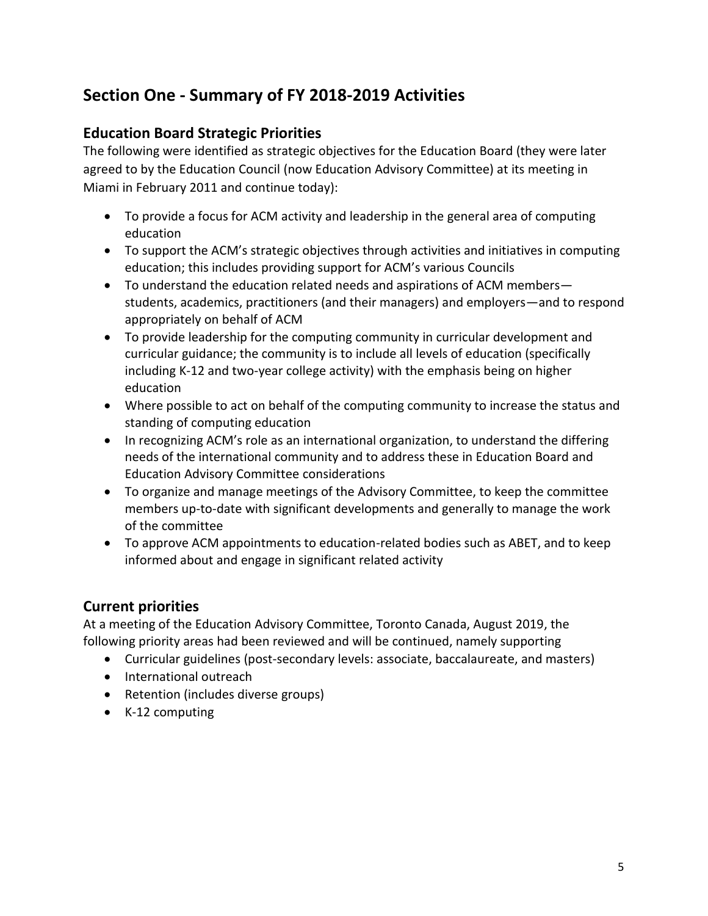## Section One - Summary of FY 2018-2019 Activities

### Education Board Strategic Priorities

The following were identified as strategic objectives for the Education Board (they were later agreed to by the Education Council (now Education Advisory Committee) at its meeting in Miami in February 2011 and continue today):

- To provide a focus for ACM activity and leadership in the general area of computing education
- To support the ACM's strategic objectives through activities and initiatives in computing education; this includes providing support for ACM's various Councils
- To understand the education related needs and aspirations of ACM members—students, academics, practitioners (and their managers) and employers—and to respond appropriately on behalf of ACM
- To provide leadership for the computing community in curricular development and curricular guidance; the community is to include all levels of education (specifically including K-12 and two-year college activity) with the emphasis being on higher education
- Where possible to act on behalf of the computing community to increase the status and standing of computing education
- In recognizing ACM's role as an international organization, to understand the differing needs of the international community and to address these in Education Board and Education Advisory Committee considerations
- To organize and manage meetings of the Advisory Committee, to keep the committee members up-to-date with significant developments and generally to manage the work of the committee
- To approve ACM appointments to education-related bodies such as ABET, and to keep informed about and engage in significant related activity

### Current priorities

At a meeting of the Education Advisory Committee, Toronto Canada, August 2019, the following priority areas had been reviewed and will be continued, namely supporting

- Curricular guidelines (post-secondary levels: associate, baccalaureate, and masters)
- International outreach
- Retention (includes diverse groups)
- K-12 computing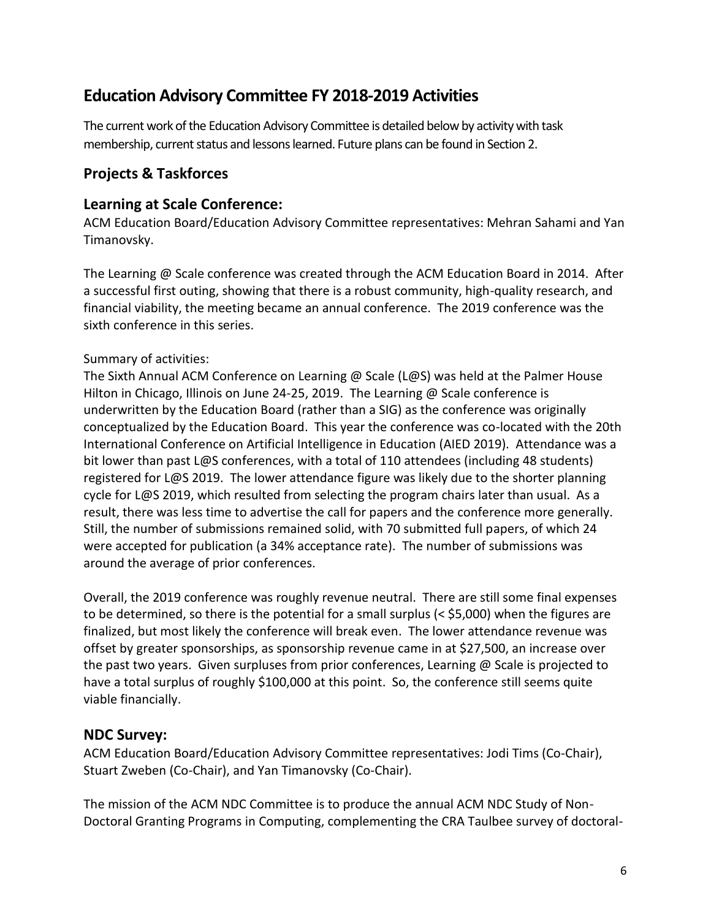# Education Advisory Committee FY 2018-2019 Activities

The current work of the Education Advisory Committee is detailed below by activity with task membership, current status and lessons learned. Future plans can be found in Section 2.

## Projects & Taskforces

## Learning at Scale Conference:

ACM Education Board/Education Advisory Committee representatives: Mehran Sahami and Yan Timanovsky.

The Learning @ Scale conference was created through the ACM Education Board in 2014. After a successful first outing, showing that there is a robust community, high-quality research, and financial viability, the meeting became an annual conference. The 2019 conference was the sixth conference in this series.

Summary of activities:
The Sixth Annual ACM Conference on Learning @ Scale (L@S) was held at the Palmer House Hilton in Chicago, Illinois on June 24-25, 2019. The Learning @ Scale conference is underwritten by the Education Board (rather than a SIG) as the conference was originally conceptualized by the Education Board. This year the conference was co-located with the 20th International Conference on Artificial Intelligence in Education (AIED 2019). Attendance was a bit lower than past L@S conferences, with a total of 110 attendees (including 48 students) registered for L@S 2019. The lower attendance figure was likely due to the shorter planning cycle for L@S 2019, which resulted from selecting the program chairs later than usual. As a result, there was less time to advertise the call for papers and the conference more generally. Still, the number of submissions remained solid, with 70 submitted full papers, of which 24 were accepted for publication (a 34% acceptance rate). The number of submissions was around the average of prior conferences.

Overall, the 2019 conference was roughly revenue neutral. There are still some final expenses to be determined, so there is the potential for a small surplus (< $5,000) when the figures are finalized, but most likely the conference will break even. The lower attendance revenue was offset by greater sponsorships, as sponsorship revenue came in at $27,500, an increase over the past two years. Given surpluses from prior conferences, Learning @ Scale is projected to have a total surplus of roughly $100,000 at this point. So, the conference still seems quite viable financially.

## NDC Survey:

ACM Education Board/Education Advisory Committee representatives: Jodi Tims (Co-Chair), Stuart Zweben (Co-Chair), and Yan Timanovsky (Co-Chair).

The mission of the ACM NDC Committee is to produce the annual ACM NDC Study of Non-Doctoral Granting Programs in Computing, complementing the CRA Taulbee survey of doctoral-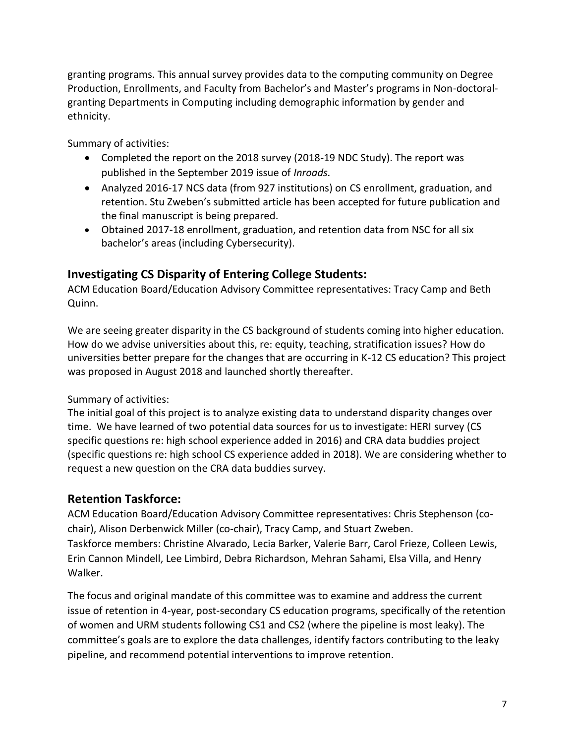granting programs. This annual survey provides data to the computing community on Degree Production, Enrollments, and Faculty from Bachelor's and Master's programs in Non-doctoral-granting Departments in Computing including demographic information by gender and ethnicity.

Summary of activities:

- Completed the report on the 2018 survey (2018-19 NDC Study). The report was published in the September 2019 issue of *Inroads*.
- Analyzed 2016-17 NCS data (from 927 institutions) on CS enrollment, graduation, and retention. Stu Zweben's submitted article has been accepted for future publication and the final manuscript is being prepared.
- Obtained 2017-18 enrollment, graduation, and retention data from NSC for all six bachelor's areas (including Cybersecurity).

## Investigating CS Disparity of Entering College Students:

ACM Education Board/Education Advisory Committee representatives: Tracy Camp and Beth Quinn.

We are seeing greater disparity in the CS background of students coming into higher education. How do we advise universities about this, re: equity, teaching, stratification issues? How do universities better prepare for the changes that are occurring in K-12 CS education? This project was proposed in August 2018 and launched shortly thereafter.

Summary of activities:

The initial goal of this project is to analyze existing data to understand disparity changes over time. We have learned of two potential data sources for us to investigate: HERI survey (CS specific questions re: high school experience added in 2016) and CRA data buddies project (specific questions re: high school CS experience added in 2018). We are considering whether to request a new question on the CRA data buddies survey.

## Retention Taskforce:

ACM Education Board/Education Advisory Committee representatives: Chris Stephenson (co-chair), Alison Derbenwick Miller (co-chair), Tracy Camp, and Stuart Zweben.
Taskforce members: Christine Alvarado, Lecia Barker, Valerie Barr, Carol Frieze, Colleen Lewis, Erin Cannon Mindell, Lee Limbird, Debra Richardson, Mehran Sahami, Elsa Villa, and Henry Walker.

The focus and original mandate of this committee was to examine and address the current issue of retention in 4-year, post-secondary CS education programs, specifically of the retention of women and URM students following CS1 and CS2 (where the pipeline is most leaky). The committee's goals are to explore the data challenges, identify factors contributing to the leaky pipeline, and recommend potential interventions to improve retention.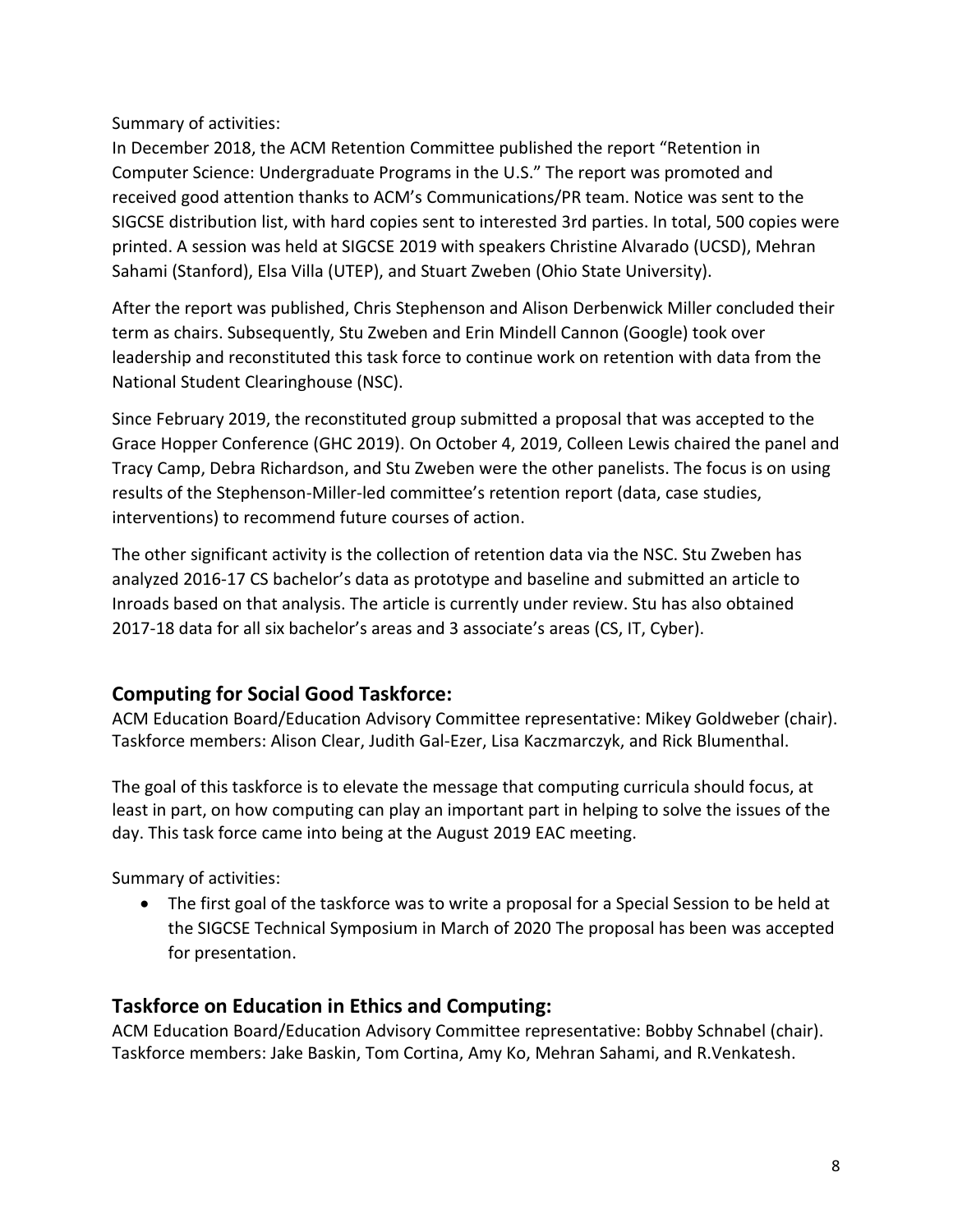Summary of activities:

In December 2018, the ACM Retention Committee published the report "Retention in Computer Science: Undergraduate Programs in the U.S." The report was promoted and received good attention thanks to ACM's Communications/PR team. Notice was sent to the SIGCSE distribution list, with hard copies sent to interested 3rd parties. In total, 500 copies were printed. A session was held at SIGCSE 2019 with speakers Christine Alvarado (UCSD), Mehran Sahami (Stanford), Elsa Villa (UTEP), and Stuart Zweben (Ohio State University).

After the report was published, Chris Stephenson and Alison Derbenwick Miller concluded their term as chairs. Subsequently, Stu Zweben and Erin Mindell Cannon (Google) took over leadership and reconstituted this task force to continue work on retention with data from the National Student Clearinghouse (NSC).

Since February 2019, the reconstituted group submitted a proposal that was accepted to the Grace Hopper Conference (GHC 2019). On October 4, 2019, Colleen Lewis chaired the panel and Tracy Camp, Debra Richardson, and Stu Zweben were the other panelists. The focus is on using results of the Stephenson-Miller-led committee's retention report (data, case studies, interventions) to recommend future courses of action.

The other significant activity is the collection of retention data via the NSC. Stu Zweben has analyzed 2016-17 CS bachelor's data as prototype and baseline and submitted an article to Inroads based on that analysis. The article is currently under review. Stu has also obtained 2017-18 data for all six bachelor's areas and 3 associate's areas (CS, IT, Cyber).

## Computing for Social Good Taskforce:

ACM Education Board/Education Advisory Committee representative: Mikey Goldweber (chair). Taskforce members: Alison Clear, Judith Gal-Ezer, Lisa Kaczmarczyk, and Rick Blumenthal.

The goal of this taskforce is to elevate the message that computing curricula should focus, at least in part, on how computing can play an important part in helping to solve the issues of the day. This task force came into being at the August 2019 EAC meeting.

Summary of activities:

- The first goal of the taskforce was to write a proposal for a Special Session to be held at the SIGCSE Technical Symposium in March of 2020 The proposal has been was accepted for presentation.

## Taskforce on Education in Ethics and Computing:

ACM Education Board/Education Advisory Committee representative: Bobby Schnabel (chair). Taskforce members: Jake Baskin, Tom Cortina, Amy Ko, Mehran Sahami, and R.Venkatesh.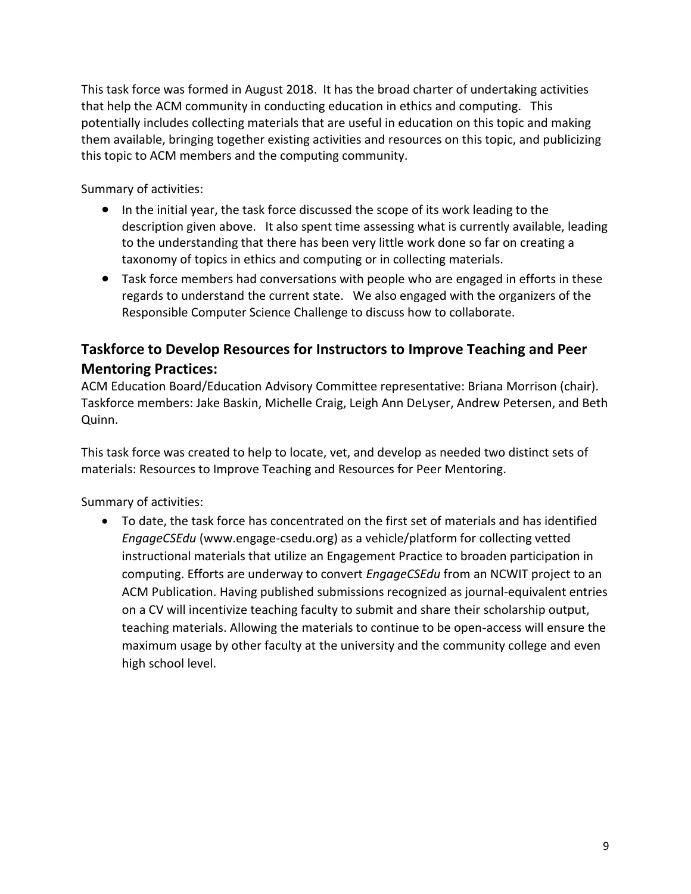This task force was formed in August 2018. It has the broad charter of undertaking activities that help the ACM community in conducting education in ethics and computing. This potentially includes collecting materials that are useful in education on this topic and making them available, bringing together existing activities and resources on this topic, and publicizing this topic to ACM members and the computing community.

Summary of activities:

- In the initial year, the task force discussed the scope of its work leading to the description given above. It also spent time assessing what is currently available, leading to the understanding that there has been very little work done so far on creating a taxonomy of topics in ethics and computing or in collecting materials.
- Task force members had conversations with people who are engaged in efforts in these regards to understand the current state. We also engaged with the organizers of the Responsible Computer Science Challenge to discuss how to collaborate.

## Taskforce to Develop Resources for Instructors to Improve Teaching and Peer Mentoring Practices:

ACM Education Board/Education Advisory Committee representative: Briana Morrison (chair). Taskforce members: Jake Baskin, Michelle Craig, Leigh Ann DeLyser, Andrew Petersen, and Beth Quinn.

This task force was created to help to locate, vet, and develop as needed two distinct sets of materials: Resources to Improve Teaching and Resources for Peer Mentoring.

Summary of activities:

- To date, the task force has concentrated on the first set of materials and has identified *EngageCSEdu* (www.engage-csedu.org) as a vehicle/platform for collecting vetted instructional materials that utilize an Engagement Practice to broaden participation in computing. Efforts are underway to convert *EngageCSEdu* from an NCWIT project to an ACM Publication. Having published submissions recognized as journal-equivalent entries on a CV will incentivize teaching faculty to submit and share their scholarship output, teaching materials. Allowing the materials to continue to be open-access will ensure the maximum usage by other faculty at the university and the community college and even high school level.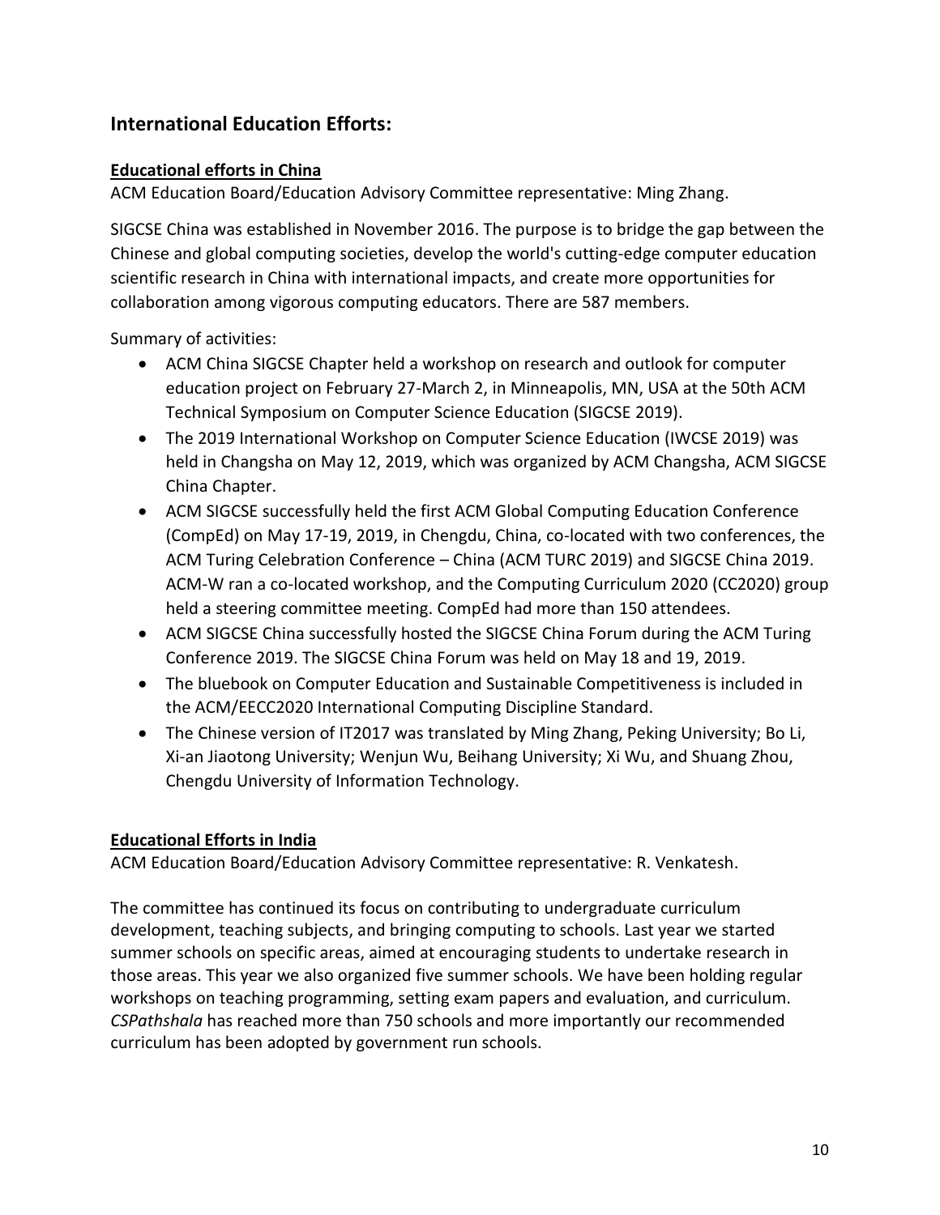## International Education Efforts:

### Educational efforts in China

ACM Education Board/Education Advisory Committee representative: Ming Zhang.

SIGCSE China was established in November 2016. The purpose is to bridge the gap between the Chinese and global computing societies, develop the world's cutting-edge computer education scientific research in China with international impacts, and create more opportunities for collaboration among vigorous computing educators. There are 587 members.

Summary of activities:

- ACM China SIGCSE Chapter held a workshop on research and outlook for computer education project on February 27-March 2, in Minneapolis, MN, USA at the 50th ACM Technical Symposium on Computer Science Education (SIGCSE 2019).
- The 2019 International Workshop on Computer Science Education (IWCSE 2019) was held in Changsha on May 12, 2019, which was organized by ACM Changsha, ACM SIGCSE China Chapter.
- ACM SIGCSE successfully held the first ACM Global Computing Education Conference (CompEd) on May 17-19, 2019, in Chengdu, China, co-located with two conferences, the ACM Turing Celebration Conference – China (ACM TURC 2019) and SIGCSE China 2019. ACM-W ran a co-located workshop, and the Computing Curriculum 2020 (CC2020) group held a steering committee meeting. CompEd had more than 150 attendees.
- ACM SIGCSE China successfully hosted the SIGCSE China Forum during the ACM Turing Conference 2019. The SIGCSE China Forum was held on May 18 and 19, 2019.
- The bluebook on Computer Education and Sustainable Competitiveness is included in the ACM/EECC2020 International Computing Discipline Standard.
- The Chinese version of IT2017 was translated by Ming Zhang, Peking University; Bo Li, Xi-an Jiaotong University; Wenjun Wu, Beihang University; Xi Wu, and Shuang Zhou, Chengdu University of Information Technology.

### Educational Efforts in India

ACM Education Board/Education Advisory Committee representative: R. Venkatesh.

The committee has continued its focus on contributing to undergraduate curriculum development, teaching subjects, and bringing computing to schools. Last year we started summer schools on specific areas, aimed at encouraging students to undertake research in those areas. This year we also organized five summer schools. We have been holding regular workshops on teaching programming, setting exam papers and evaluation, and curriculum. *CSPathshala* has reached more than 750 schools and more importantly our recommended curriculum has been adopted by government run schools.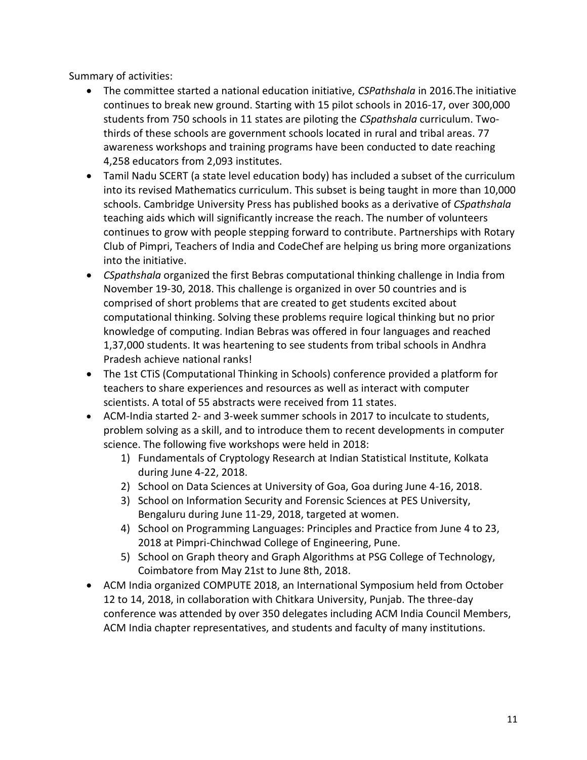Summary of activities:

- The committee started a national education initiative, *CSPathshala* in 2016.The initiative continues to break new ground. Starting with 15 pilot schools in 2016-17, over 300,000 students from 750 schools in 11 states are piloting the *CSpathshala* curriculum. Two-thirds of these schools are government schools located in rural and tribal areas. 77 awareness workshops and training programs have been conducted to date reaching 4,258 educators from 2,093 institutes.
- Tamil Nadu SCERT (a state level education body) has included a subset of the curriculum into its revised Mathematics curriculum. This subset is being taught in more than 10,000 schools. Cambridge University Press has published books as a derivative of *CSpathshala* teaching aids which will significantly increase the reach. The number of volunteers continues to grow with people stepping forward to contribute. Partnerships with Rotary Club of Pimpri, Teachers of India and CodeChef are helping us bring more organizations into the initiative.
- *CSpathshala* organized the first Bebras computational thinking challenge in India from November 19-30, 2018. This challenge is organized in over 50 countries and is comprised of short problems that are created to get students excited about computational thinking. Solving these problems require logical thinking but no prior knowledge of computing. Indian Bebras was offered in four languages and reached 1,37,000 students. It was heartening to see students from tribal schools in Andhra Pradesh achieve national ranks!
- The 1st CTiS (Computational Thinking in Schools) conference provided a platform for teachers to share experiences and resources as well as interact with computer scientists. A total of 55 abstracts were received from 11 states.
- ACM-India started 2- and 3-week summer schools in 2017 to inculcate to students, problem solving as a skill, and to introduce them to recent developments in computer science. The following five workshops were held in 2018:
    1) Fundamentals of Cryptology Research at Indian Statistical Institute, Kolkata during June 4-22, 2018.
    2) School on Data Sciences at University of Goa, Goa during June 4-16, 2018.
    3) School on Information Security and Forensic Sciences at PES University, Bengaluru during June 11-29, 2018, targeted at women.
    4) School on Programming Languages: Principles and Practice from June 4 to 23, 2018 at Pimpri-Chinchwad College of Engineering, Pune.
    5) School on Graph theory and Graph Algorithms at PSG College of Technology, Coimbatore from May 21st to June 8th, 2018.
- ACM India organized COMPUTE 2018, an International Symposium held from October 12 to 14, 2018, in collaboration with Chitkara University, Punjab. The three-day conference was attended by over 350 delegates including ACM India Council Members, ACM India chapter representatives, and students and faculty of many institutions.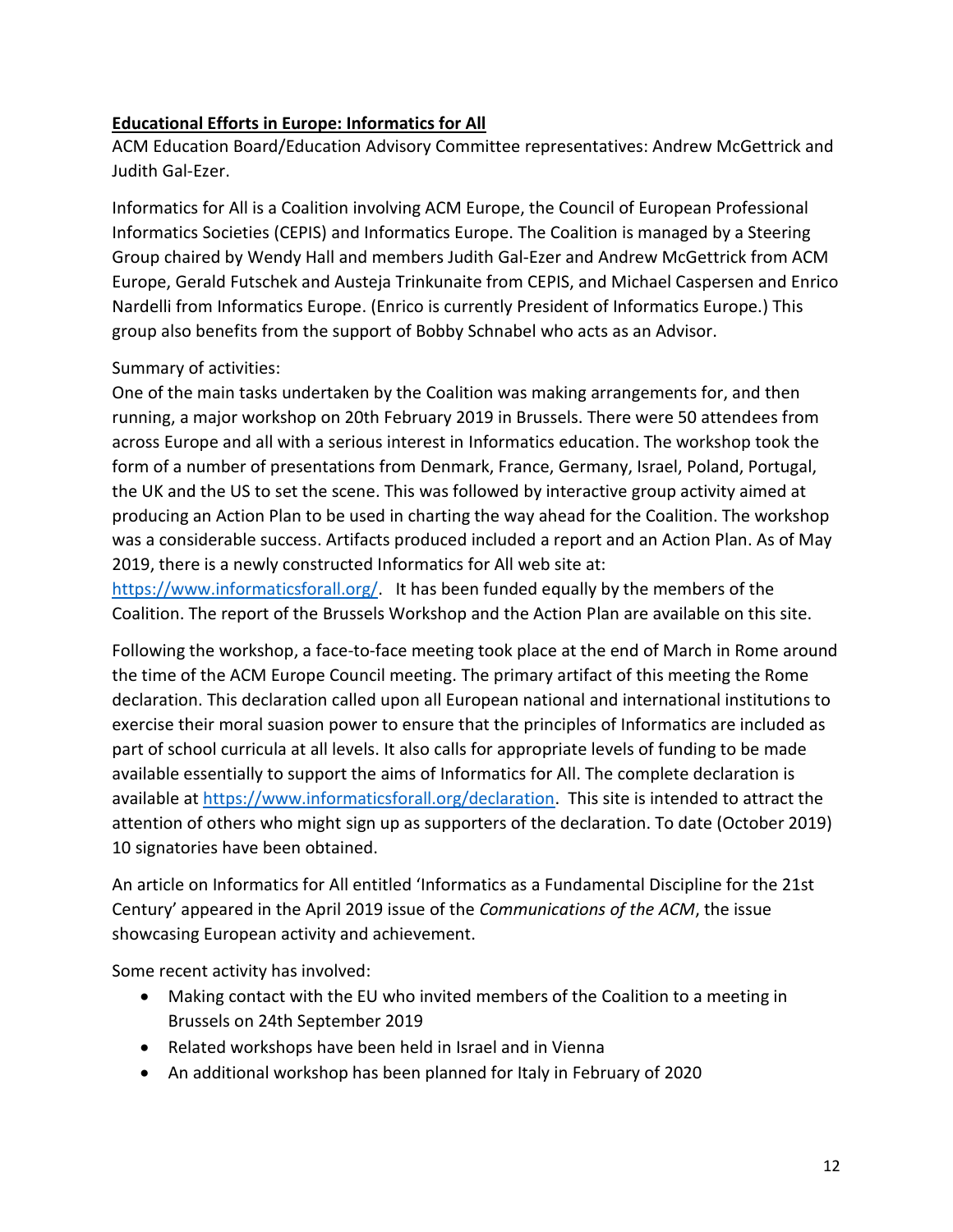## Educational Efforts in Europe: Informatics for All

ACM Education Board/Education Advisory Committee representatives: Andrew McGettrick and Judith Gal-Ezer.

Informatics for All is a Coalition involving ACM Europe, the Council of European Professional Informatics Societies (CEPIS) and Informatics Europe. The Coalition is managed by a Steering Group chaired by Wendy Hall and members Judith Gal-Ezer and Andrew McGettrick from ACM Europe, Gerald Futschek and Austeja Trinkunaite from CEPIS, and Michael Caspersen and Enrico Nardelli from Informatics Europe. (Enrico is currently President of Informatics Europe.) This group also benefits from the support of Bobby Schnabel who acts as an Advisor.

Summary of activities:
One of the main tasks undertaken by the Coalition was making arrangements for, and then running, a major workshop on 20th February 2019 in Brussels. There were 50 attendees from across Europe and all with a serious interest in Informatics education. The workshop took the form of a number of presentations from Denmark, France, Germany, Israel, Poland, Portugal, the UK and the US to set the scene. This was followed by interactive group activity aimed at producing an Action Plan to be used in charting the way ahead for the Coalition. The workshop was a considerable success. Artifacts produced included a report and an Action Plan. As of May 2019, there is a newly constructed Informatics for All web site at: https://www.informaticsforall.org/. It has been funded equally by the members of the Coalition. The report of the Brussels Workshop and the Action Plan are available on this site.

Following the workshop, a face-to-face meeting took place at the end of March in Rome around the time of the ACM Europe Council meeting. The primary artifact of this meeting the Rome declaration. This declaration called upon all European national and international institutions to exercise their moral suasion power to ensure that the principles of Informatics are included as part of school curricula at all levels. It also calls for appropriate levels of funding to be made available essentially to support the aims of Informatics for All. The complete declaration is available at https://www.informaticsforall.org/declaration. This site is intended to attract the attention of others who might sign up as supporters of the declaration. To date (October 2019) 10 signatories have been obtained.

An article on Informatics for All entitled 'Informatics as a Fundamental Discipline for the 21st Century' appeared in the April 2019 issue of the *Communications of the ACM*, the issue showcasing European activity and achievement.

Some recent activity has involved:

- Making contact with the EU who invited members of the Coalition to a meeting in Brussels on 24th September 2019
- Related workshops have been held in Israel and in Vienna
- An additional workshop has been planned for Italy in February of 2020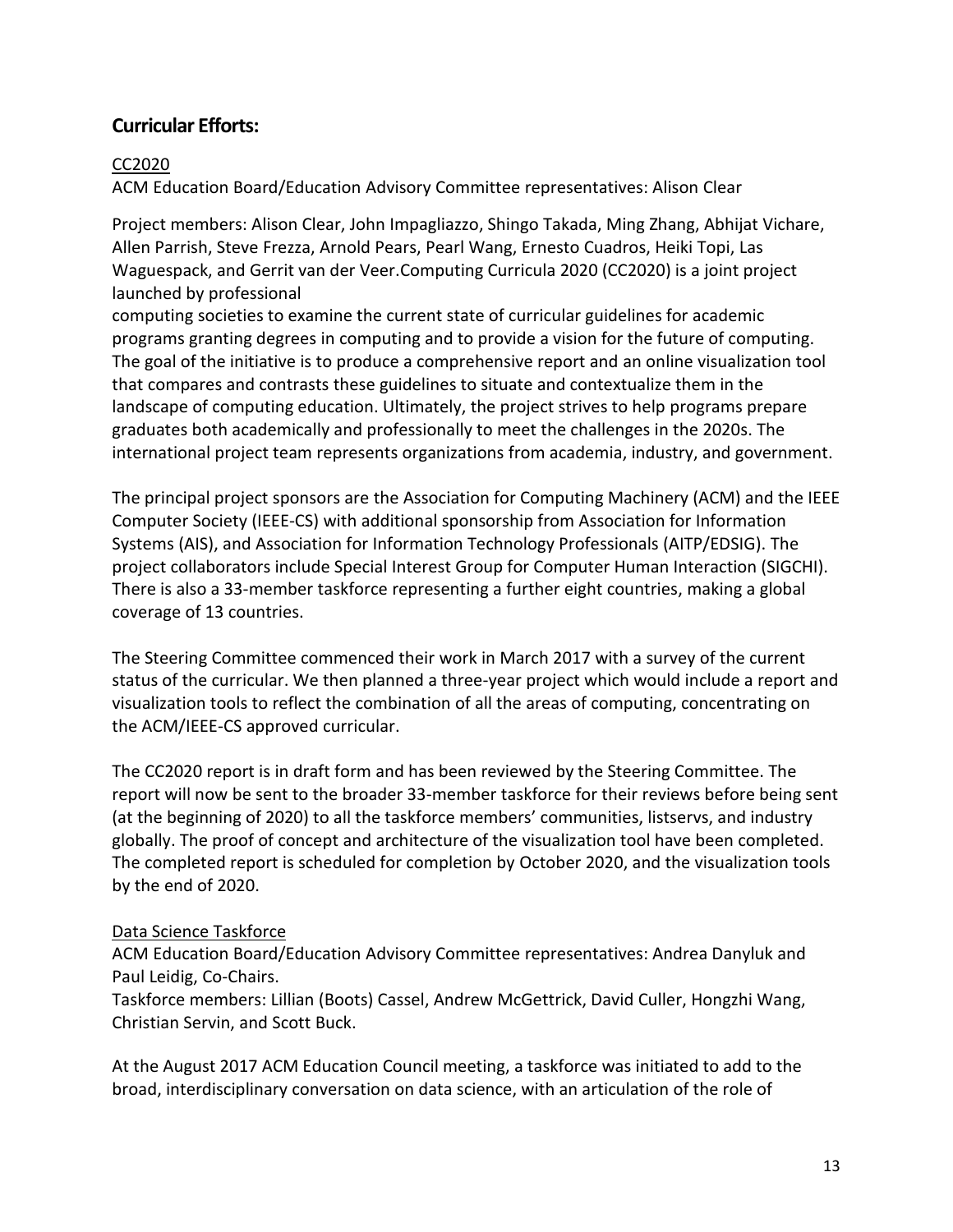## Curricular Efforts:

CC2020

ACM Education Board/Education Advisory Committee representatives: Alison Clear

Project members: Alison Clear, John Impagliazzo, Shingo Takada, Ming Zhang, Abhijat Vichare, Allen Parrish, Steve Frezza, Arnold Pears, Pearl Wang, Ernesto Cuadros, Heiki Topi, Las Waguespack, and Gerrit van der Veer.Computing Curricula 2020 (CC2020) is a joint project launched by professional computing societies to examine the current state of curricular guidelines for academic programs granting degrees in computing and to provide a vision for the future of computing. The goal of the initiative is to produce a comprehensive report and an online visualization tool that compares and contrasts these guidelines to situate and contextualize them in the landscape of computing education. Ultimately, the project strives to help programs prepare graduates both academically and professionally to meet the challenges in the 2020s. The international project team represents organizations from academia, industry, and government.

The principal project sponsors are the Association for Computing Machinery (ACM) and the IEEE Computer Society (IEEE-CS) with additional sponsorship from Association for Information Systems (AIS), and Association for Information Technology Professionals (AITP/EDSIG). The project collaborators include Special Interest Group for Computer Human Interaction (SIGCHI). There is also a 33-member taskforce representing a further eight countries, making a global coverage of 13 countries.

The Steering Committee commenced their work in March 2017 with a survey of the current status of the curricular. We then planned a three-year project which would include a report and visualization tools to reflect the combination of all the areas of computing, concentrating on the ACM/IEEE-CS approved curricular.

The CC2020 report is in draft form and has been reviewed by the Steering Committee. The report will now be sent to the broader 33-member taskforce for their reviews before being sent (at the beginning of 2020) to all the taskforce members' communities, listservs, and industry globally. The proof of concept and architecture of the visualization tool have been completed. The completed report is scheduled for completion by October 2020, and the visualization tools by the end of 2020.

Data Science Taskforce

ACM Education Board/Education Advisory Committee representatives: Andrea Danyluk and Paul Leidig, Co-Chairs.

Taskforce members: Lillian (Boots) Cassel, Andrew McGettrick, David Culler, Hongzhi Wang, Christian Servin, and Scott Buck.

At the August 2017 ACM Education Council meeting, a taskforce was initiated to add to the broad, interdisciplinary conversation on data science, with an articulation of the role of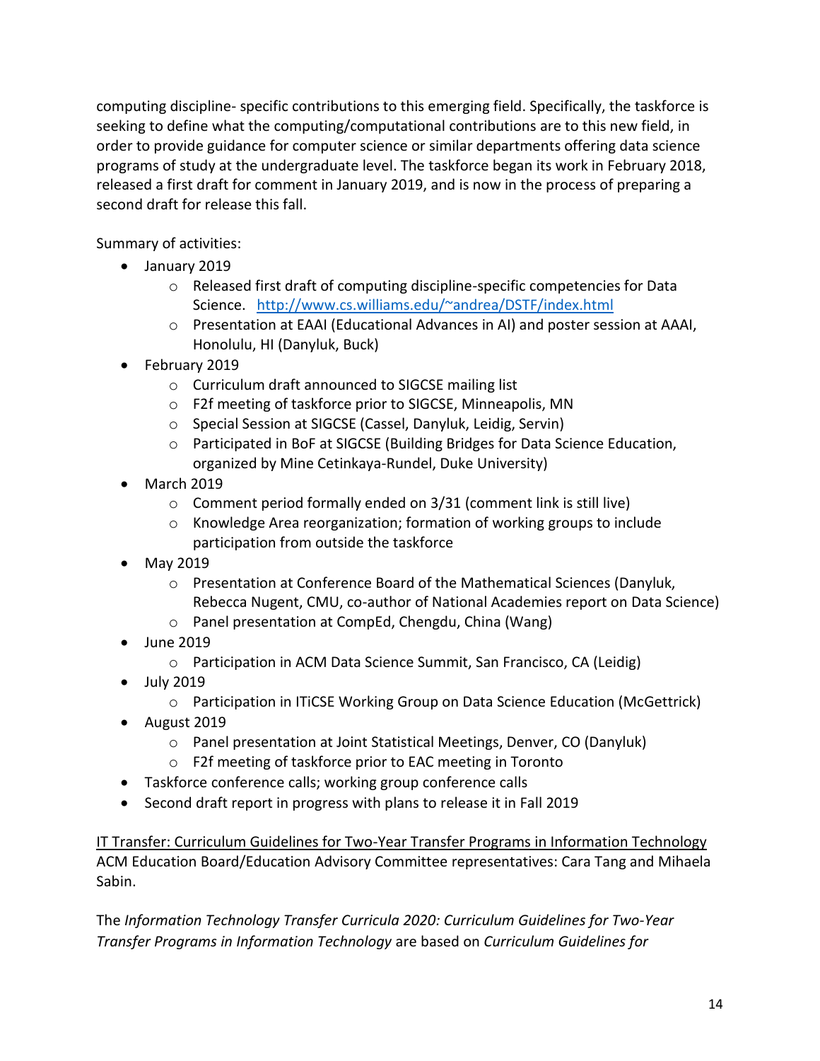computing discipline- specific contributions to this emerging field. Specifically, the taskforce is seeking to define what the computing/computational contributions are to this new field, in order to provide guidance for computer science or similar departments offering data science programs of study at the undergraduate level. The taskforce began its work in February 2018, released a first draft for comment in January 2019, and is now in the process of preparing a second draft for release this fall.

Summary of activities:

- January 2019
  - Released first draft of computing discipline-specific competencies for Data Science. [http://www.cs.williams.edu/~andrea/DSTF/index.html](http://www.cs.williams.edu/~andrea/DSTF/index.html)
  - Presentation at EAAI (Educational Advances in AI) and poster session at AAAI, Honolulu, HI (Danyluk, Buck)
- February 2019
  - Curriculum draft announced to SIGCSE mailing list
  - F2f meeting of taskforce prior to SIGCSE, Minneapolis, MN
  - Special Session at SIGCSE (Cassel, Danyluk, Leidig, Servin)
  - Participated in BoF at SIGCSE (Building Bridges for Data Science Education, organized by Mine Cetinkaya-Rundel, Duke University)
- March 2019
  - Comment period formally ended on 3/31 (comment link is still live)
  - Knowledge Area reorganization; formation of working groups to include participation from outside the taskforce
- May 2019
  - Presentation at Conference Board of the Mathematical Sciences (Danyluk, Rebecca Nugent, CMU, co-author of National Academies report on Data Science)
  - Panel presentation at CompEd, Chengdu, China (Wang)
- June 2019
  - Participation in ACM Data Science Summit, San Francisco, CA (Leidig)
- July 2019
  - Participation in ITiCSE Working Group on Data Science Education (McGettrick)
- August 2019
  - Panel presentation at Joint Statistical Meetings, Denver, CO (Danyluk)
  - F2f meeting of taskforce prior to EAC meeting in Toronto
- Taskforce conference calls; working group conference calls
- Second draft report in progress with plans to release it in Fall 2019

<u>IT Transfer: Curriculum Guidelines for Two-Year Transfer Programs in Information Technology</u>
ACM Education Board/Education Advisory Committee representatives: Cara Tang and Mihaela Sabin.

The *Information Technology Transfer Curricula 2020: Curriculum Guidelines for Two-Year Transfer Programs in Information Technology* are based on *Curriculum Guidelines for*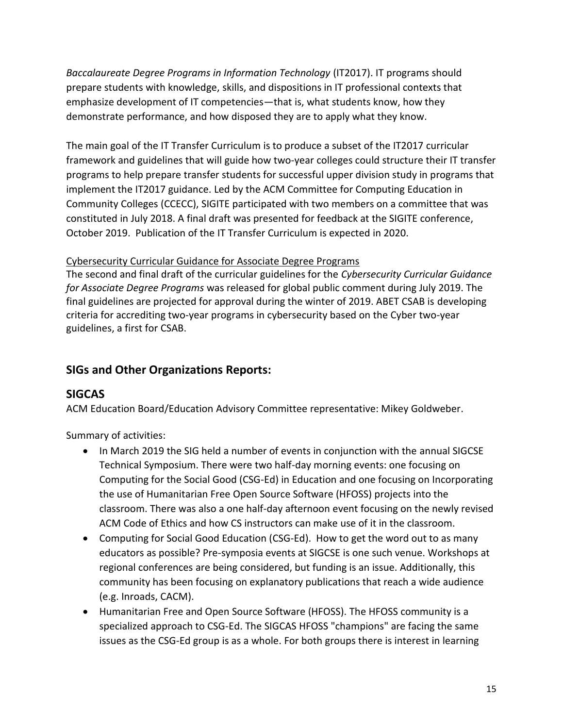*Baccalaureate Degree Programs in Information Technology* (IT2017). IT programs should prepare students with knowledge, skills, and dispositions in IT professional contexts that emphasize development of IT competencies—that is, what students know, how they demonstrate performance, and how disposed they are to apply what they know.

The main goal of the IT Transfer Curriculum is to produce a subset of the IT2017 curricular framework and guidelines that will guide how two-year colleges could structure their IT transfer programs to help prepare transfer students for successful upper division study in programs that implement the IT2017 guidance. Led by the ACM Committee for Computing Education in Community Colleges (CCECC), SIGITE participated with two members on a committee that was constituted in July 2018. A final draft was presented for feedback at the SIGITE conference, October 2019. Publication of the IT Transfer Curriculum is expected in 2020.

<u>Cybersecurity Curricular Guidance for Associate Degree Programs</u>

The second and final draft of the curricular guidelines for the *Cybersecurity Curricular Guidance for Associate Degree Programs* was released for global public comment during July 2019. The final guidelines are projected for approval during the winter of 2019. ABET CSAB is developing criteria for accrediting two-year programs in cybersecurity based on the Cyber two-year guidelines, a first for CSAB.

## SIGs and Other Organizations Reports:

## SIGCAS

ACM Education Board/Education Advisory Committee representative: Mikey Goldweber.

Summary of activities:

- In March 2019 the SIG held a number of events in conjunction with the annual SIGCSE Technical Symposium. There were two half-day morning events: one focusing on Computing for the Social Good (CSG-Ed) in Education and one focusing on Incorporating the use of Humanitarian Free Open Source Software (HFOSS) projects into the classroom. There was also a one half-day afternoon event focusing on the newly revised ACM Code of Ethics and how CS instructors can make use of it in the classroom.
- Computing for Social Good Education (CSG-Ed). How to get the word out to as many educators as possible? Pre-symposia events at SIGCSE is one such venue. Workshops at regional conferences are being considered, but funding is an issue. Additionally, this community has been focusing on explanatory publications that reach a wide audience (e.g. Inroads, CACM).
- Humanitarian Free and Open Source Software (HFOSS). The HFOSS community is a specialized approach to CSG-Ed. The SIGCAS HFOSS "champions" are facing the same issues as the CSG-Ed group is as a whole. For both groups there is interest in learning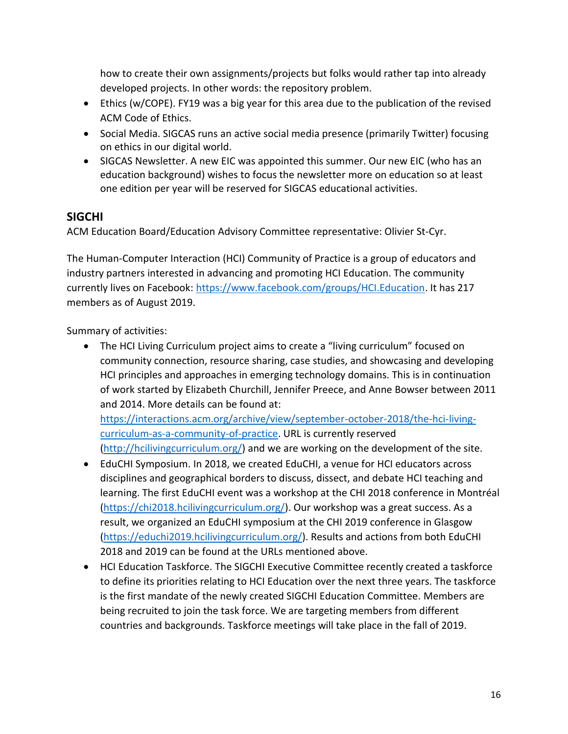how to create their own assignments/projects but folks would rather tap into already developed projects. In other words: the repository problem.

- Ethics (w/COPE). FY19 was a big year for this area due to the publication of the revised ACM Code of Ethics.
- Social Media. SIGCAS runs an active social media presence (primarily Twitter) focusing on ethics in our digital world.
- SIGCAS Newsletter. A new EIC was appointed this summer. Our new EIC (who has an education background) wishes to focus the newsletter more on education so at least one edition per year will be reserved for SIGCAS educational activities.

## SIGCHI

ACM Education Board/Education Advisory Committee representative: Olivier St-Cyr.

The Human-Computer Interaction (HCI) Community of Practice is a group of educators and industry partners interested in advancing and promoting HCI Education. The community currently lives on Facebook: https://www.facebook.com/groups/HCI.Education. It has 217 members as of August 2019.

Summary of activities:

- The HCI Living Curriculum project aims to create a "living curriculum" focused on community connection, resource sharing, case studies, and showcasing and developing HCI principles and approaches in emerging technology domains. This is in continuation of work started by Elizabeth Churchill, Jennifer Preece, and Anne Bowser between 2011 and 2014. More details can be found at: https://interactions.acm.org/archive/view/september-october-2018/the-hci-living-curriculum-as-a-community-of-practice. URL is currently reserved (http://hcilivingcurriculum.org/) and we are working on the development of the site.
- EduCHI Symposium. In 2018, we created EduCHI, a venue for HCI educators across disciplines and geographical borders to discuss, dissect, and debate HCI teaching and learning. The first EduCHI event was a workshop at the CHI 2018 conference in Montréal (https://chi2018.hcilivingcurriculum.org/). Our workshop was a great success. As a result, we organized an EduCHI symposium at the CHI 2019 conference in Glasgow (https://educhi2019.hcilivingcurriculum.org/). Results and actions from both EduCHI 2018 and 2019 can be found at the URLs mentioned above.
- HCI Education Taskforce. The SIGCHI Executive Committee recently created a taskforce to define its priorities relating to HCI Education over the next three years. The taskforce is the first mandate of the newly created SIGCHI Education Committee. Members are being recruited to join the task force. We are targeting members from different countries and backgrounds. Taskforce meetings will take place in the fall of 2019.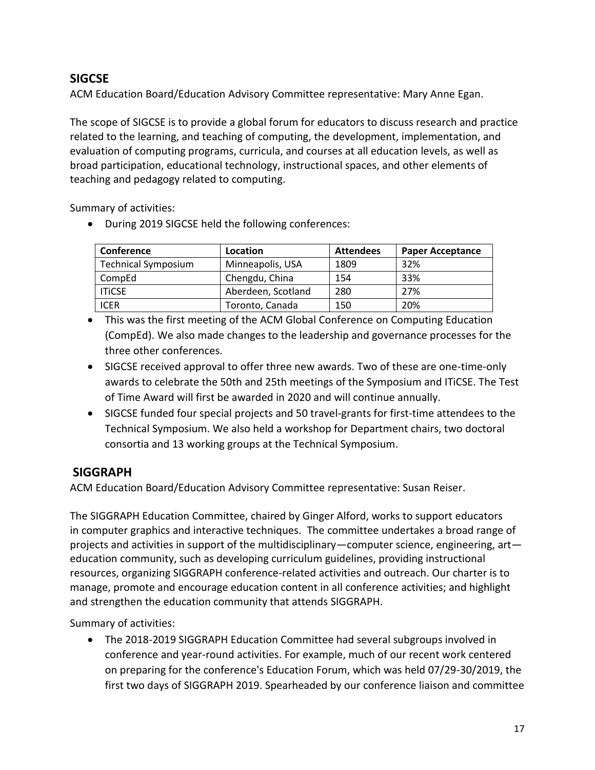## SIGCSE

ACM Education Board/Education Advisory Committee representative: Mary Anne Egan.

The scope of SIGCSE is to provide a global forum for educators to discuss research and practice related to the learning, and teaching of computing, the development, implementation, and evaluation of computing programs, curricula, and courses at all education levels, as well as broad participation, educational technology, instructional spaces, and other elements of teaching and pedagogy related to computing.

Summary of activities:

- During 2019 SIGCSE held the following conferences:

| Conference | Location | Attendees | Paper Acceptance |
|---|---|---|---|
| Technical Symposium | Minneapolis, USA | 1809 | 32% |
| CompEd | Chengdu, China | 154 | 33% |
| ITiCSE | Aberdeen, Scotland | 280 | 27% |
| ICER | Toronto, Canada | 150 | 20% |

- This was the first meeting of the ACM Global Conference on Computing Education (CompEd). We also made changes to the leadership and governance processes for the three other conferences.
- SIGCSE received approval to offer three new awards. Two of these are one-time-only awards to celebrate the 50th and 25th meetings of the Symposium and ITiCSE. The Test of Time Award will first be awarded in 2020 and will continue annually.
- SIGCSE funded four special projects and 50 travel-grants for first-time attendees to the Technical Symposium. We also held a workshop for Department chairs, two doctoral consortia and 13 working groups at the Technical Symposium.

## SIGGRAPH

ACM Education Board/Education Advisory Committee representative: Susan Reiser.

The SIGGRAPH Education Committee, chaired by Ginger Alford, works to support educators in computer graphics and interactive techniques. The committee undertakes a broad range of projects and activities in support of the multidisciplinary—computer science, engineering, art—education community, such as developing curriculum guidelines, providing instructional resources, organizing SIGGRAPH conference-related activities and outreach. Our charter is to manage, promote and encourage education content in all conference activities; and highlight and strengthen the education community that attends SIGGRAPH.

Summary of activities:

- The 2018-2019 SIGGRAPH Education Committee had several subgroups involved in conference and year-round activities. For example, much of our recent work centered on preparing for the conference's Education Forum, which was held 07/29-30/2019, the first two days of SIGGRAPH 2019. Spearheaded by our conference liaison and committee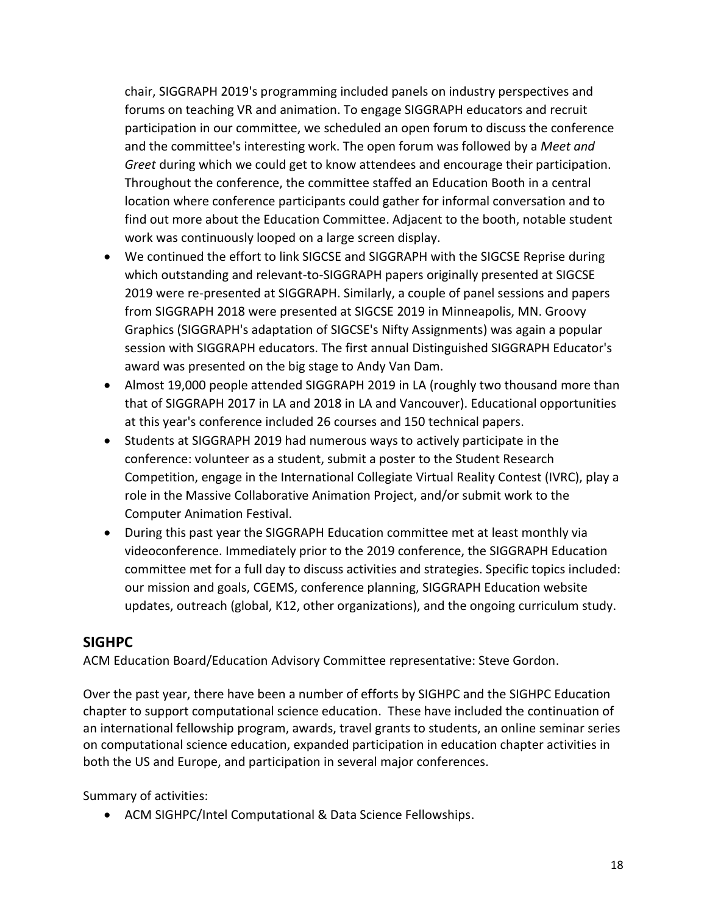chair, SIGGRAPH 2019's programming included panels on industry perspectives and forums on teaching VR and animation. To engage SIGGRAPH educators and recruit participation in our committee, we scheduled an open forum to discuss the conference and the committee's interesting work. The open forum was followed by a *Meet and Greet* during which we could get to know attendees and encourage their participation. Throughout the conference, the committee staffed an Education Booth in a central location where conference participants could gather for informal conversation and to find out more about the Education Committee. Adjacent to the booth, notable student work was continuously looped on a large screen display.

- We continued the effort to link SIGCSE and SIGGRAPH with the SIGCSE Reprise during which outstanding and relevant-to-SIGGRAPH papers originally presented at SIGCSE 2019 were re-presented at SIGGRAPH. Similarly, a couple of panel sessions and papers from SIGGRAPH 2018 were presented at SIGCSE 2019 in Minneapolis, MN. Groovy Graphics (SIGGRAPH's adaptation of SIGCSE's Nifty Assignments) was again a popular session with SIGGRAPH educators. The first annual Distinguished SIGGRAPH Educator's award was presented on the big stage to Andy Van Dam.
- Almost 19,000 people attended SIGGRAPH 2019 in LA (roughly two thousand more than that of SIGGRAPH 2017 in LA and 2018 in LA and Vancouver). Educational opportunities at this year's conference included 26 courses and 150 technical papers.
- Students at SIGGRAPH 2019 had numerous ways to actively participate in the conference: volunteer as a student, submit a poster to the Student Research Competition, engage in the International Collegiate Virtual Reality Contest (IVRC), play a role in the Massive Collaborative Animation Project, and/or submit work to the Computer Animation Festival.
- During this past year the SIGGRAPH Education committee met at least monthly via videoconference. Immediately prior to the 2019 conference, the SIGGRAPH Education committee met for a full day to discuss activities and strategies. Specific topics included: our mission and goals, CGEMS, conference planning, SIGGRAPH Education website updates, outreach (global, K12, other organizations), and the ongoing curriculum study.

## SIGHPC

ACM Education Board/Education Advisory Committee representative: Steve Gordon.

Over the past year, there have been a number of efforts by SIGHPC and the SIGHPC Education chapter to support computational science education. These have included the continuation of an international fellowship program, awards, travel grants to students, an online seminar series on computational science education, expanded participation in education chapter activities in both the US and Europe, and participation in several major conferences.

Summary of activities:

- ACM SIGHPC/Intel Computational & Data Science Fellowships.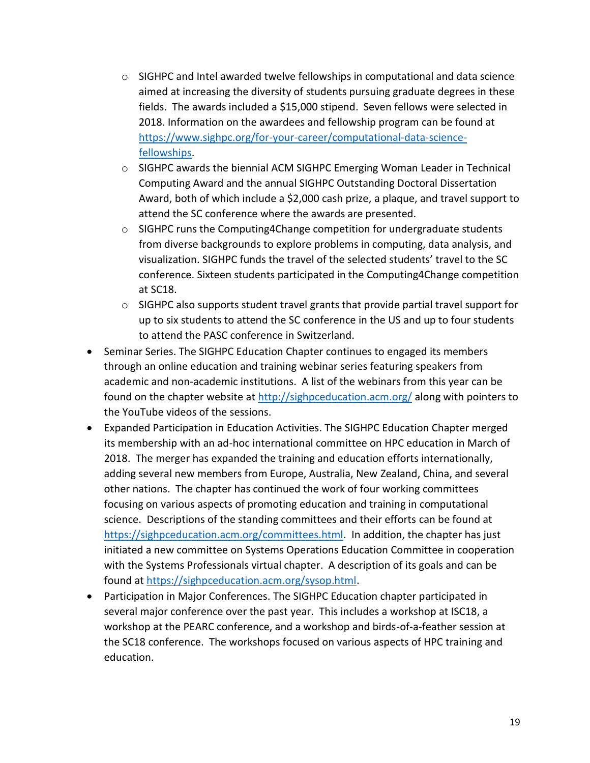- SIGHPC and Intel awarded twelve fellowships in computational and data science aimed at increasing the diversity of students pursuing graduate degrees in these fields. The awards included a $15,000 stipend. Seven fellows were selected in 2018. Information on the awardees and fellowship program can be found at [https://www.sighpc.org/for-your-career/computational-data-science-fellowships](https://www.sighpc.org/for-your-career/computational-data-science-fellowships).
  - SIGHPC awards the biennial ACM SIGHPC Emerging Woman Leader in Technical Computing Award and the annual SIGHPC Outstanding Doctoral Dissertation Award, both of which include a $2,000 cash prize, a plaque, and travel support to attend the SC conference where the awards are presented.
  - SIGHPC runs the Computing4Change competition for undergraduate students from diverse backgrounds to explore problems in computing, data analysis, and visualization. SIGHPC funds the travel of the selected students' travel to the SC conference. Sixteen students participated in the Computing4Change competition at SC18.
  - SIGHPC also supports student travel grants that provide partial travel support for up to six students to attend the SC conference in the US and up to four students to attend the PASC conference in Switzerland.
- Seminar Series. The SIGHPC Education Chapter continues to engaged its members through an online education and training webinar series featuring speakers from academic and non-academic institutions. A list of the webinars from this year can be found on the chapter website at [http://sighpceducation.acm.org/](http://sighpceducation.acm.org/) along with pointers to the YouTube videos of the sessions.
- Expanded Participation in Education Activities. The SIGHPC Education Chapter merged its membership with an ad-hoc international committee on HPC education in March of 2018. The merger has expanded the training and education efforts internationally, adding several new members from Europe, Australia, New Zealand, China, and several other nations. The chapter has continued the work of four working committees focusing on various aspects of promoting education and training in computational science. Descriptions of the standing committees and their efforts can be found at [https://sighpceducation.acm.org/committees.html](https://sighpceducation.acm.org/committees.html). In addition, the chapter has just initiated a new committee on Systems Operations Education Committee in cooperation with the Systems Professionals virtual chapter. A description of its goals and can be found at [https://sighpceducation.acm.org/sysop.html](https://sighpceducation.acm.org/sysop.html).
- Participation in Major Conferences. The SIGHPC Education chapter participated in several major conference over the past year. This includes a workshop at ISC18, a workshop at the PEARC conference, and a workshop and birds-of-a-feather session at the SC18 conference. The workshops focused on various aspects of HPC training and education.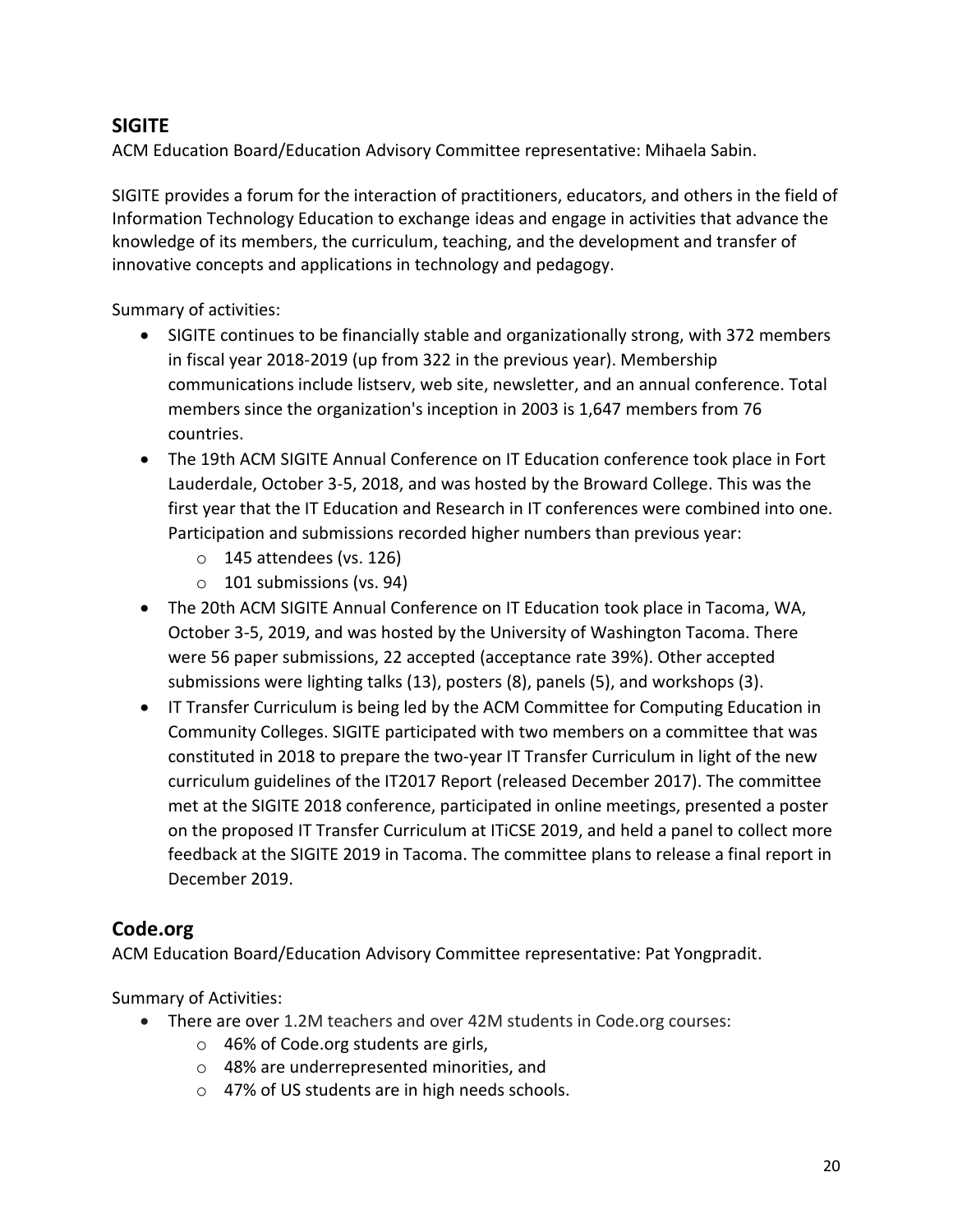## SIGITE

ACM Education Board/Education Advisory Committee representative: Mihaela Sabin.

SIGITE provides a forum for the interaction of practitioners, educators, and others in the field of Information Technology Education to exchange ideas and engage in activities that advance the knowledge of its members, the curriculum, teaching, and the development and transfer of innovative concepts and applications in technology and pedagogy.

Summary of activities:

- SIGITE continues to be financially stable and organizationally strong, with 372 members in fiscal year 2018-2019 (up from 322 in the previous year). Membership communications include listserv, web site, newsletter, and an annual conference. Total members since the organization's inception in 2003 is 1,647 members from 76 countries.
- The 19th ACM SIGITE Annual Conference on IT Education conference took place in Fort Lauderdale, October 3-5, 2018, and was hosted by the Broward College. This was the first year that the IT Education and Research in IT conferences were combined into one. Participation and submissions recorded higher numbers than previous year:
  - 145 attendees (vs. 126)
  - 101 submissions (vs. 94)
- The 20th ACM SIGITE Annual Conference on IT Education took place in Tacoma, WA, October 3-5, 2019, and was hosted by the University of Washington Tacoma. There were 56 paper submissions, 22 accepted (acceptance rate 39%). Other accepted submissions were lighting talks (13), posters (8), panels (5), and workshops (3).
- IT Transfer Curriculum is being led by the ACM Committee for Computing Education in Community Colleges. SIGITE participated with two members on a committee that was constituted in 2018 to prepare the two-year IT Transfer Curriculum in light of the new curriculum guidelines of the IT2017 Report (released December 2017). The committee met at the SIGITE 2018 conference, participated in online meetings, presented a poster on the proposed IT Transfer Curriculum at ITiCSE 2019, and held a panel to collect more feedback at the SIGITE 2019 in Tacoma. The committee plans to release a final report in December 2019.

## Code.org

ACM Education Board/Education Advisory Committee representative: Pat Yongpradit.

Summary of Activities:

- There are over 1.2M teachers and over 42M students in Code.org courses:
  - 46% of Code.org students are girls,
  - 48% are underrepresented minorities, and
  - 47% of US students are in high needs schools.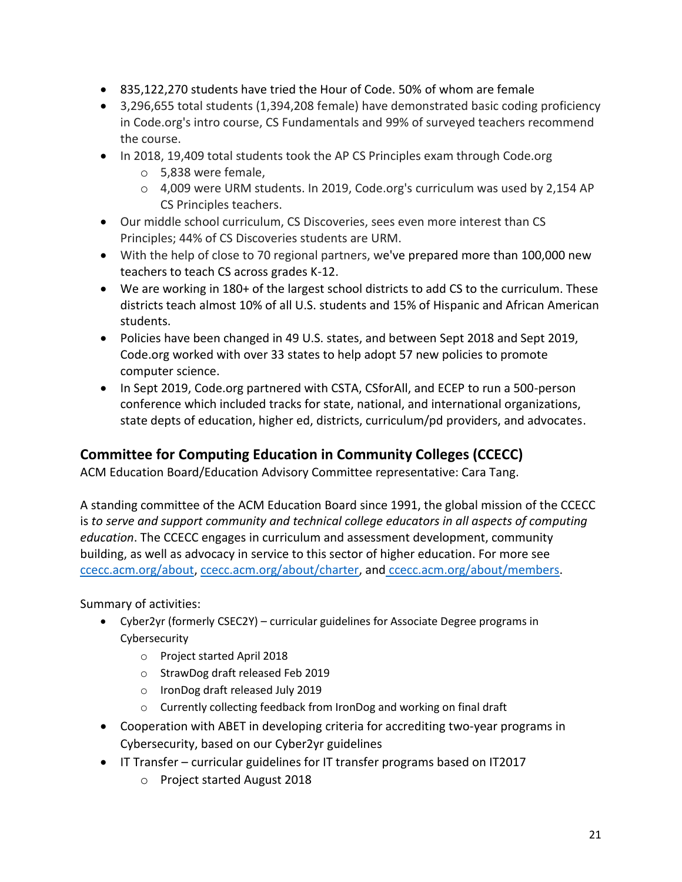- 835,122,270 students have tried the Hour of Code. 50% of whom are female
- 3,296,655 total students (1,394,208 female) have demonstrated basic coding proficiency in Code.org's intro course, CS Fundamentals and 99% of surveyed teachers recommend the course.
- In 2018, 19,409 total students took the AP CS Principles exam through Code.org
  - 5,838 were female,
  - 4,009 were URM students. In 2019, Code.org's curriculum was used by 2,154 AP CS Principles teachers.
- Our middle school curriculum, CS Discoveries, sees even more interest than CS Principles; 44% of CS Discoveries students are URM.
- With the help of close to 70 regional partners, we've prepared more than 100,000 new teachers to teach CS across grades K-12.
- We are working in 180+ of the largest school districts to add CS to the curriculum. These districts teach almost 10% of all U.S. students and 15% of Hispanic and African American students.
- Policies have been changed in 49 U.S. states, and between Sept 2018 and Sept 2019, Code.org worked with over 33 states to help adopt 57 new policies to promote computer science.
- In Sept 2019, Code.org partnered with CSTA, CSforAll, and ECEP to run a 500-person conference which included tracks for state, national, and international organizations, state depts of education, higher ed, districts, curriculum/pd providers, and advocates.

## Committee for Computing Education in Community Colleges (CCECC)

ACM Education Board/Education Advisory Committee representative: Cara Tang.

A standing committee of the ACM Education Board since 1991, the global mission of the CCECC is *to serve and support community and technical college educators in all aspects of computing education*. The CCECC engages in curriculum and assessment development, community building, as well as advocacy in service to this sector of higher education. For more see ccecc.acm.org/about, ccecc.acm.org/about/charter, and ccecc.acm.org/about/members.

Summary of activities:

- Cyber2yr (formerly CSEC2Y) – curricular guidelines for Associate Degree programs in Cybersecurity
  - Project started April 2018
  - StrawDog draft released Feb 2019
  - IronDog draft released July 2019
  - Currently collecting feedback from IronDog and working on final draft
- Cooperation with ABET in developing criteria for accrediting two-year programs in Cybersecurity, based on our Cyber2yr guidelines
- IT Transfer – curricular guidelines for IT transfer programs based on IT2017
  - Project started August 2018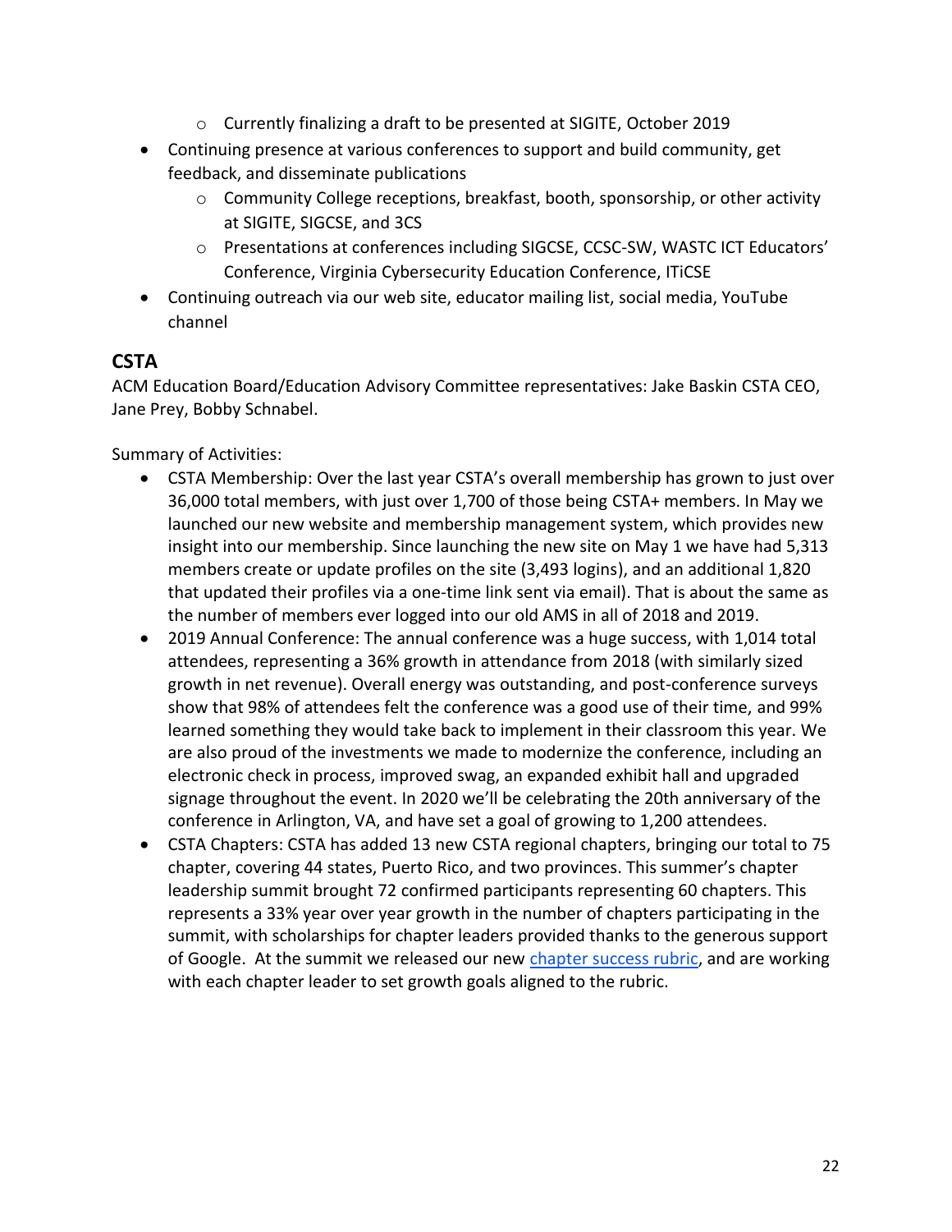- Currently finalizing a draft to be presented at SIGITE, October 2019
- Continuing presence at various conferences to support and build community, get feedback, and disseminate publications
  - Community College receptions, breakfast, booth, sponsorship, or other activity at SIGITE, SIGCSE, and 3CS
  - Presentations at conferences including SIGCSE, CCSC-SW, WASTC ICT Educators' Conference, Virginia Cybersecurity Education Conference, ITiCSE
- Continuing outreach via our web site, educator mailing list, social media, YouTube channel

## CSTA

ACM Education Board/Education Advisory Committee representatives: Jake Baskin CSTA CEO, Jane Prey, Bobby Schnabel.

Summary of Activities:

- CSTA Membership: Over the last year CSTA's overall membership has grown to just over 36,000 total members, with just over 1,700 of those being CSTA+ members. In May we launched our new website and membership management system, which provides new insight into our membership. Since launching the new site on May 1 we have had 5,313 members create or update profiles on the site (3,493 logins), and an additional 1,820 that updated their profiles via a one-time link sent via email). That is about the same as the number of members ever logged into our old AMS in all of 2018 and 2019.
- 2019 Annual Conference: The annual conference was a huge success, with 1,014 total attendees, representing a 36% growth in attendance from 2018 (with similarly sized growth in net revenue). Overall energy was outstanding, and post-conference surveys show that 98% of attendees felt the conference was a good use of their time, and 99% learned something they would take back to implement in their classroom this year. We are also proud of the investments we made to modernize the conference, including an electronic check in process, improved swag, an expanded exhibit hall and upgraded signage throughout the event. In 2020 we'll be celebrating the 20th anniversary of the conference in Arlington, VA, and have set a goal of growing to 1,200 attendees.
- CSTA Chapters: CSTA has added 13 new CSTA regional chapters, bringing our total to 75 chapter, covering 44 states, Puerto Rico, and two provinces. This summer's chapter leadership summit brought 72 confirmed participants representing 60 chapters. This represents a 33% year over year growth in the number of chapters participating in the summit, with scholarships for chapter leaders provided thanks to the generous support of Google. At the summit we released our new chapter success rubric, and are working with each chapter leader to set growth goals aligned to the rubric.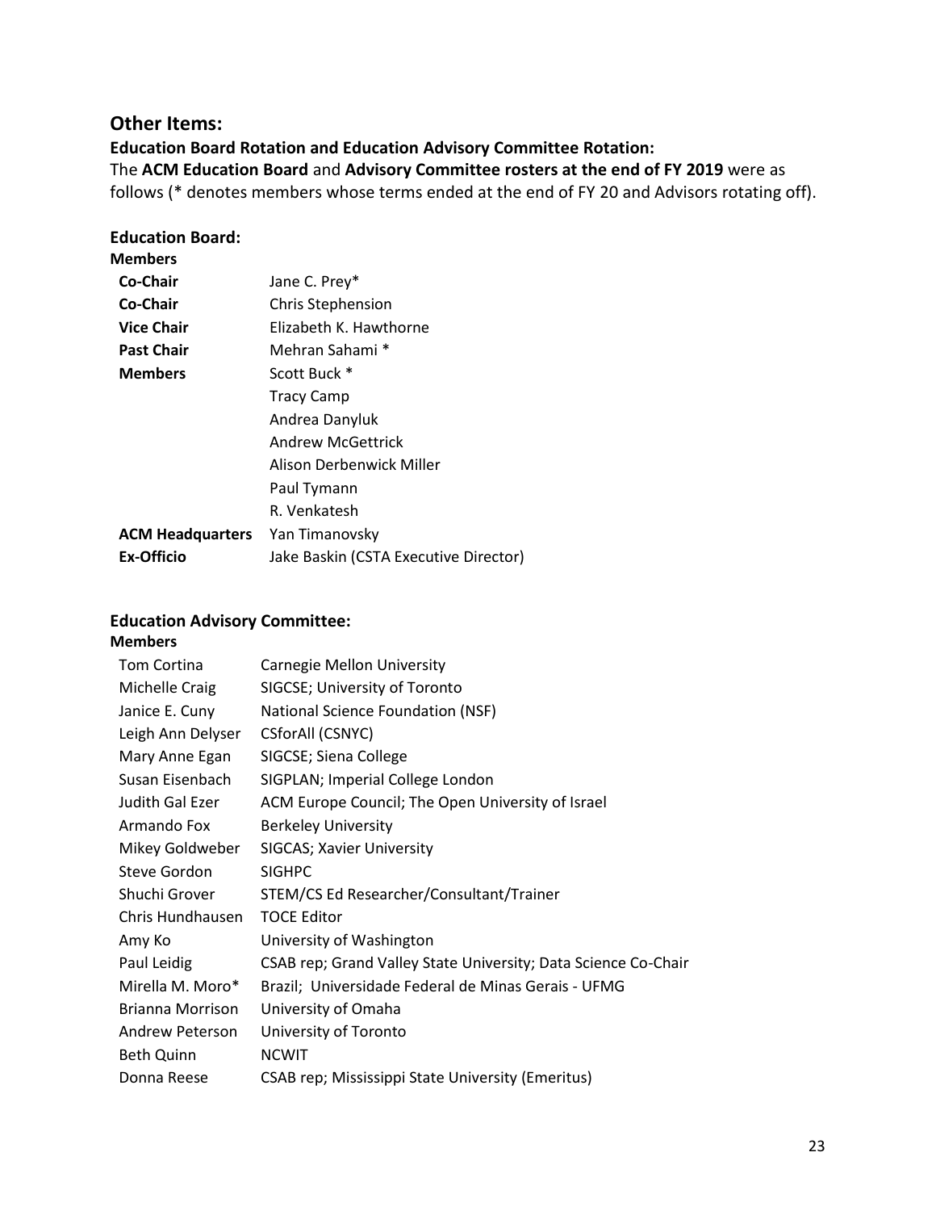## Other Items:

**Education Board Rotation and Education Advisory Committee Rotation:**

The **ACM Education Board** and **Advisory Committee rosters at the end of FY 2019** were as follows (* denotes members whose terms ended at the end of FY 20 and Advisors rotating off).

### Education Board:

**Members**

| | |
|---|---|
| **Co-Chair** | Jane C. Prey* |
| **Co-Chair** | Chris Stephension |
| **Vice Chair** | Elizabeth K. Hawthorne |
| **Past Chair** | Mehran Sahami * |
| **Members** | Scott Buck * |
| | Tracy Camp |
| | Andrea Danyluk |
| | Andrew McGettrick |
| | Alison Derbenwick Miller |
| | Paul Tymann |
| | R. Venkatesh |
| **ACM Headquarters** | Yan Timanovsky |
| **Ex-Officio** | Jake Baskin (CSTA Executive Director) |

### Education Advisory Committee:

**Members**

| | |
|---|---|
| Tom Cortina | Carnegie Mellon University |
| Michelle Craig | SIGCSE; University of Toronto |
| Janice E. Cuny | National Science Foundation (NSF) |
| Leigh Ann Delyser | CSforAll (CSNYC) |
| Mary Anne Egan | SIGCSE; Siena College |
| Susan Eisenbach | SIGPLAN; Imperial College London |
| Judith Gal Ezer | ACM Europe Council; The Open University of Israel |
| Armando Fox | Berkeley University |
| Mikey Goldweber | SIGCAS; Xavier University |
| Steve Gordon | SIGHPC |
| Shuchi Grover | STEM/CS Ed Researcher/Consultant/Trainer |
| Chris Hundhausen | TOCE Editor |
| Amy Ko | University of Washington |
| Paul Leidig | CSAB rep; Grand Valley State University; Data Science Co-Chair |
| Mirella M. Moro* | Brazil; Universidade Federal de Minas Gerais - UFMG |
| Brianna Morrison | University of Omaha |
| Andrew Peterson | University of Toronto |
| Beth Quinn | NCWIT |
| Donna Reese | CSAB rep; Mississippi State University (Emeritus) |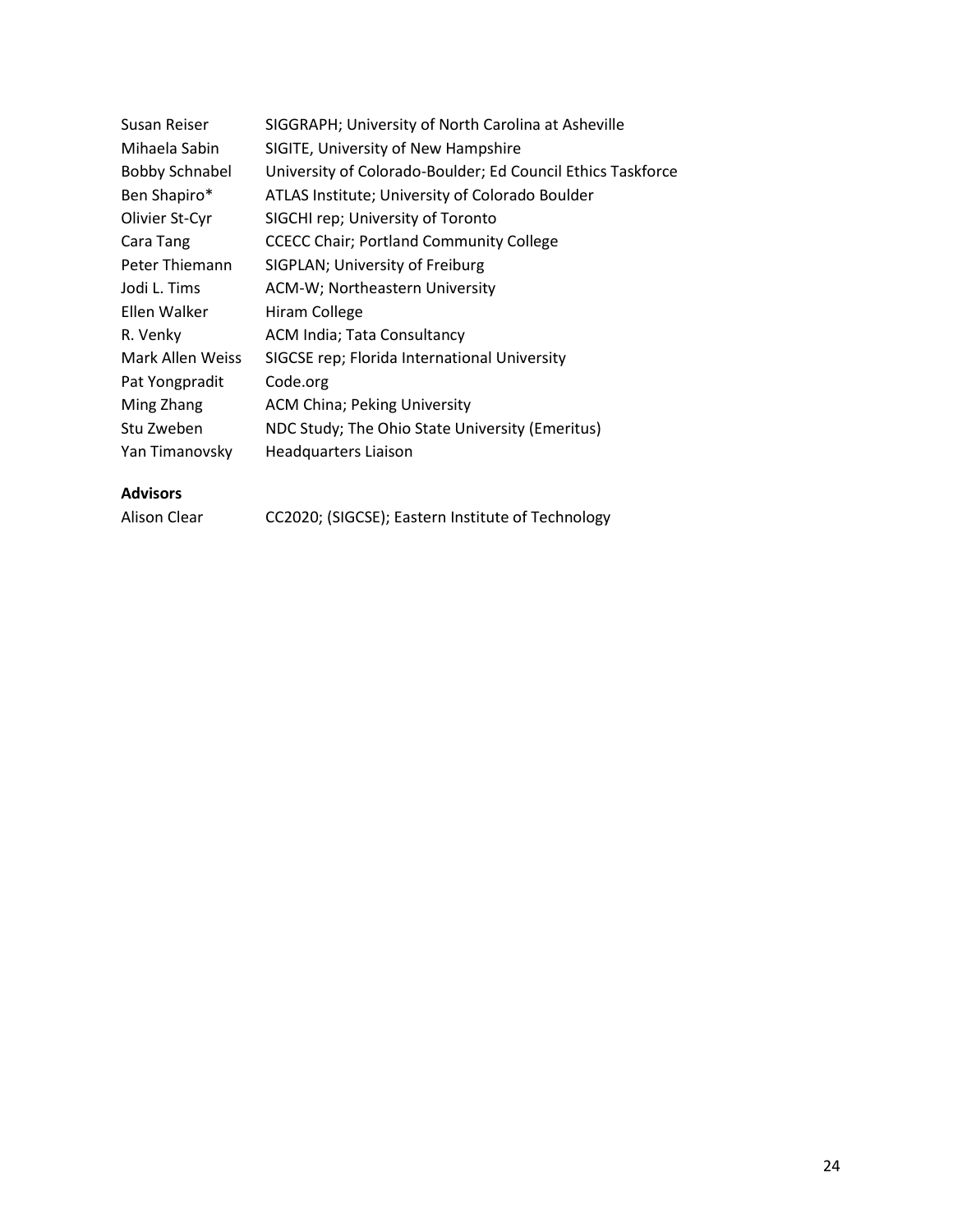| | |
|---|---|
| Susan Reiser | SIGGRAPH; University of North Carolina at Asheville |
| Mihaela Sabin | SIGITE, University of New Hampshire |
| Bobby Schnabel | University of Colorado-Boulder; Ed Council Ethics Taskforce |
| Ben Shapiro* | ATLAS Institute; University of Colorado Boulder |
| Olivier St-Cyr | SIGCHI rep; University of Toronto |
| Cara Tang | CCECC Chair; Portland Community College |
| Peter Thiemann | SIGPLAN; University of Freiburg |
| Jodi L. Tims | ACM-W; Northeastern University |
| Ellen Walker | Hiram College |
| R. Venky | ACM India; Tata Consultancy |
| Mark Allen Weiss | SIGCSE rep; Florida International University |
| Pat Yongpradit | Code.org |
| Ming Zhang | ACM China; Peking University |
| Stu Zweben | NDC Study; The Ohio State University (Emeritus) |
| Yan Timanovsky | Headquarters Liaison |

**Advisors**

| | |
|---|---|
| Alison Clear | CC2020; (SIGCSE); Eastern Institute of Technology |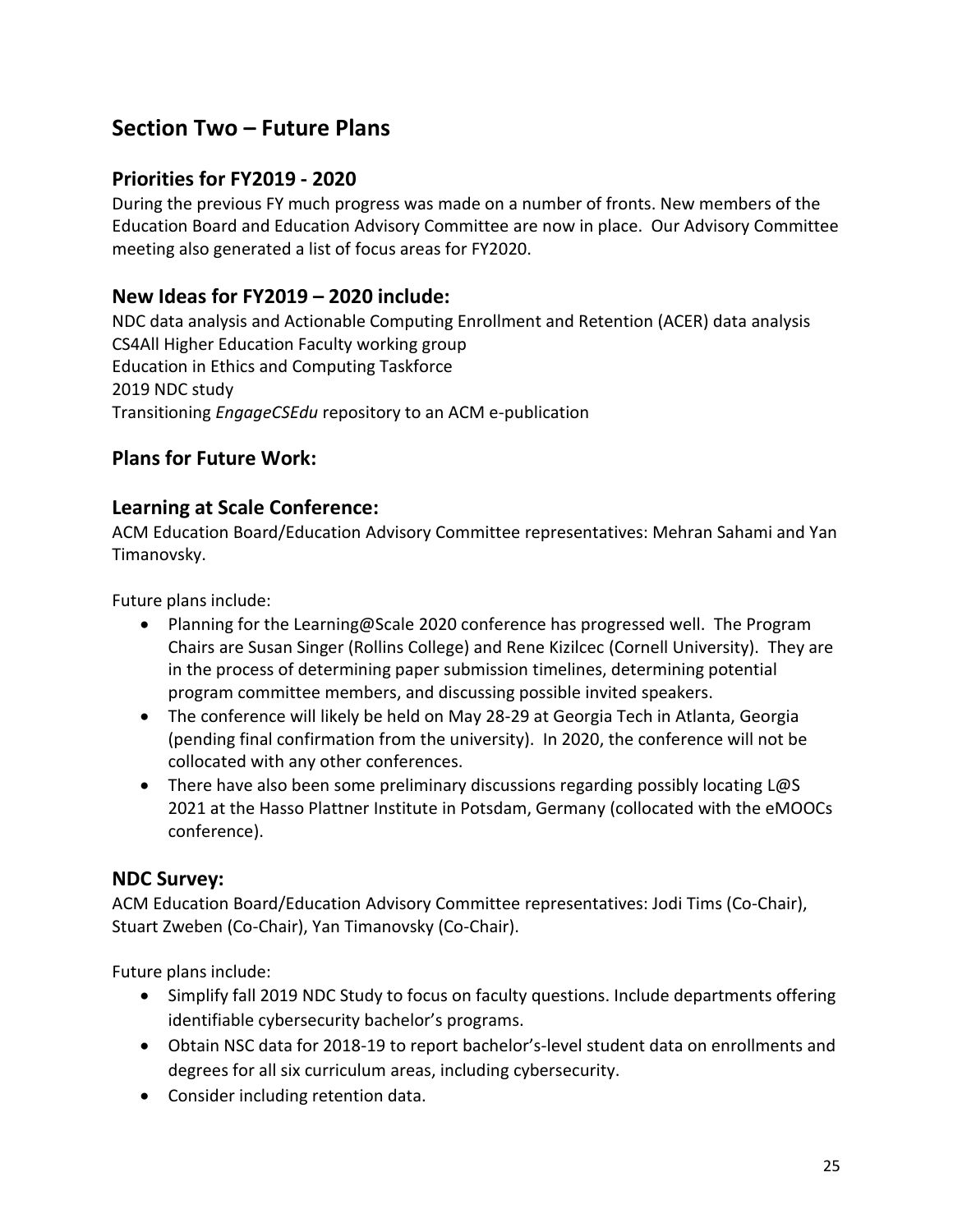## Section Two – Future Plans

### Priorities for FY2019 - 2020

During the previous FY much progress was made on a number of fronts. New members of the Education Board and Education Advisory Committee are now in place. Our Advisory Committee meeting also generated a list of focus areas for FY2020.

### New Ideas for FY2019 – 2020 include:

NDC data analysis and Actionable Computing Enrollment and Retention (ACER) data analysis
CS4All Higher Education Faculty working group
Education in Ethics and Computing Taskforce
2019 NDC study
Transitioning *EngageCSEdu* repository to an ACM e-publication

### Plans for Future Work:

### Learning at Scale Conference:

ACM Education Board/Education Advisory Committee representatives: Mehran Sahami and Yan Timanovsky.

Future plans include:

- Planning for the Learning@Scale 2020 conference has progressed well. The Program Chairs are Susan Singer (Rollins College) and Rene Kizilcec (Cornell University). They are in the process of determining paper submission timelines, determining potential program committee members, and discussing possible invited speakers.
- The conference will likely be held on May 28-29 at Georgia Tech in Atlanta, Georgia (pending final confirmation from the university). In 2020, the conference will not be collocated with any other conferences.
- There have also been some preliminary discussions regarding possibly locating L@S 2021 at the Hasso Plattner Institute in Potsdam, Germany (collocated with the eMOOCs conference).

### NDC Survey:

ACM Education Board/Education Advisory Committee representatives: Jodi Tims (Co-Chair), Stuart Zweben (Co-Chair), Yan Timanovsky (Co-Chair).

Future plans include:

- Simplify fall 2019 NDC Study to focus on faculty questions. Include departments offering identifiable cybersecurity bachelor's programs.
- Obtain NSC data for 2018-19 to report bachelor's-level student data on enrollments and degrees for all six curriculum areas, including cybersecurity.
- Consider including retention data.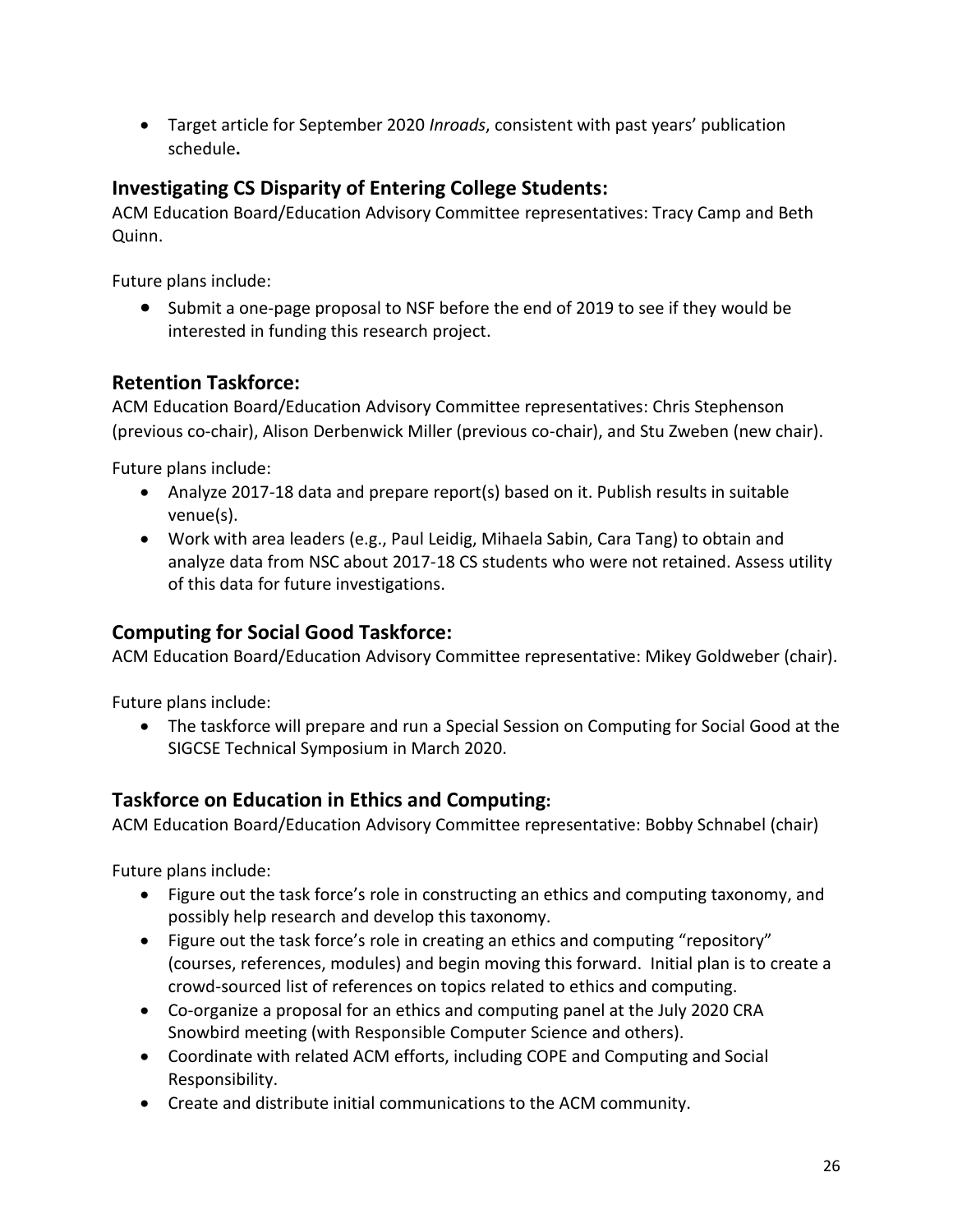- Target article for September 2020 *Inroads*, consistent with past years' publication schedule**.**

## Investigating CS Disparity of Entering College Students:

ACM Education Board/Education Advisory Committee representatives: Tracy Camp and Beth Quinn.

Future plans include:

- Submit a one-page proposal to NSF before the end of 2019 to see if they would be interested in funding this research project.

## Retention Taskforce:

ACM Education Board/Education Advisory Committee representatives: Chris Stephenson (previous co-chair), Alison Derbenwick Miller (previous co-chair), and Stu Zweben (new chair).

Future plans include:

- Analyze 2017-18 data and prepare report(s) based on it. Publish results in suitable venue(s).
- Work with area leaders (e.g., Paul Leidig, Mihaela Sabin, Cara Tang) to obtain and analyze data from NSC about 2017-18 CS students who were not retained. Assess utility of this data for future investigations.

## Computing for Social Good Taskforce:

ACM Education Board/Education Advisory Committee representative: Mikey Goldweber (chair).

Future plans include:

- The taskforce will prepare and run a Special Session on Computing for Social Good at the SIGCSE Technical Symposium in March 2020.

## Taskforce on Education in Ethics and Computing:

ACM Education Board/Education Advisory Committee representative: Bobby Schnabel (chair)

Future plans include:

- Figure out the task force's role in constructing an ethics and computing taxonomy, and possibly help research and develop this taxonomy.
- Figure out the task force's role in creating an ethics and computing "repository" (courses, references, modules) and begin moving this forward. Initial plan is to create a crowd-sourced list of references on topics related to ethics and computing.
- Co-organize a proposal for an ethics and computing panel at the July 2020 CRA Snowbird meeting (with Responsible Computer Science and others).
- Coordinate with related ACM efforts, including COPE and Computing and Social Responsibility.
- Create and distribute initial communications to the ACM community.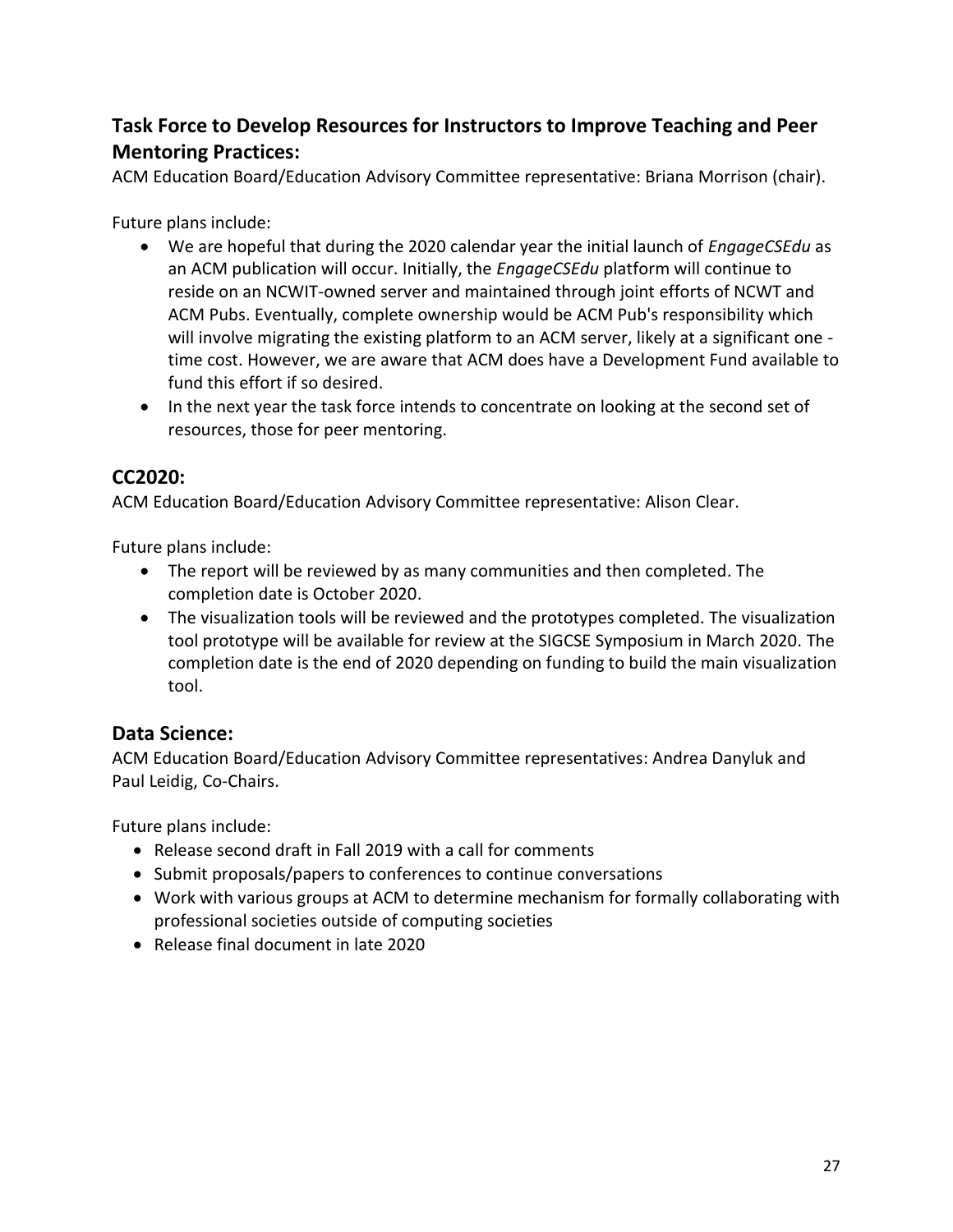## Task Force to Develop Resources for Instructors to Improve Teaching and Peer Mentoring Practices:

ACM Education Board/Education Advisory Committee representative: Briana Morrison (chair).

Future plans include:

- We are hopeful that during the 2020 calendar year the initial launch of *EngageCSEdu* as an ACM publication will occur. Initially, the *EngageCSEdu* platform will continue to reside on an NCWIT-owned server and maintained through joint efforts of NCWT and ACM Pubs. Eventually, complete ownership would be ACM Pub's responsibility which will involve migrating the existing platform to an ACM server, likely at a significant one - time cost. However, we are aware that ACM does have a Development Fund available to fund this effort if so desired.
- In the next year the task force intends to concentrate on looking at the second set of resources, those for peer mentoring.

## CC2020:

ACM Education Board/Education Advisory Committee representative: Alison Clear.

Future plans include:

- The report will be reviewed by as many communities and then completed. The completion date is October 2020.
- The visualization tools will be reviewed and the prototypes completed. The visualization tool prototype will be available for review at the SIGCSE Symposium in March 2020. The completion date is the end of 2020 depending on funding to build the main visualization tool.

## Data Science:

ACM Education Board/Education Advisory Committee representatives: Andrea Danyluk and Paul Leidig, Co-Chairs.

Future plans include:

- Release second draft in Fall 2019 with a call for comments
- Submit proposals/papers to conferences to continue conversations
- Work with various groups at ACM to determine mechanism for formally collaborating with professional societies outside of computing societies
- Release final document in late 2020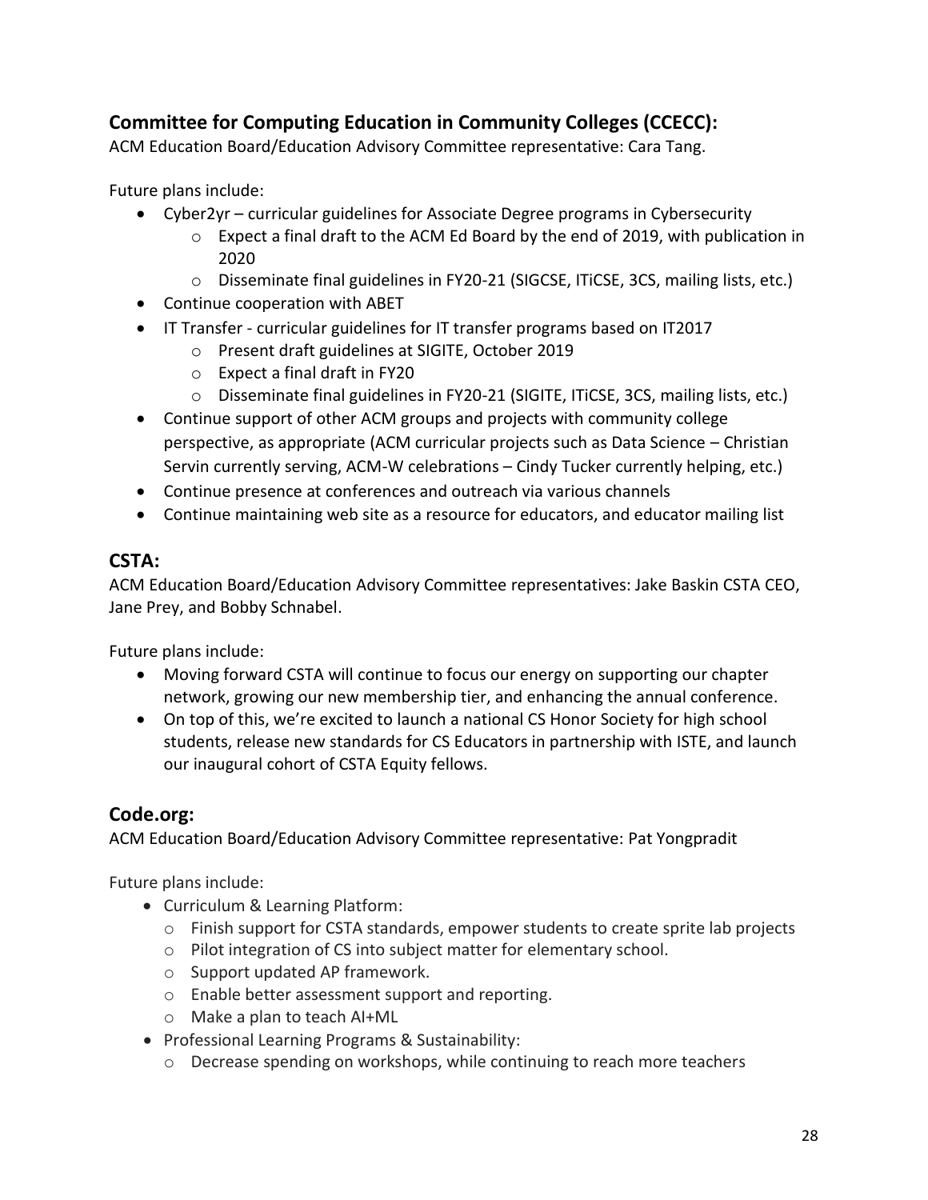## Committee for Computing Education in Community Colleges (CCECC):

ACM Education Board/Education Advisory Committee representative: Cara Tang.

Future plans include:

- Cyber2yr – curricular guidelines for Associate Degree programs in Cybersecurity
  - Expect a final draft to the ACM Ed Board by the end of 2019, with publication in 2020
  - Disseminate final guidelines in FY20-21 (SIGCSE, ITiCSE, 3CS, mailing lists, etc.)
- Continue cooperation with ABET
- IT Transfer - curricular guidelines for IT transfer programs based on IT2017
  - Present draft guidelines at SIGITE, October 2019
  - Expect a final draft in FY20
  - Disseminate final guidelines in FY20-21 (SIGITE, ITiCSE, 3CS, mailing lists, etc.)
- Continue support of other ACM groups and projects with community college perspective, as appropriate (ACM curricular projects such as Data Science – Christian Servin currently serving, ACM-W celebrations – Cindy Tucker currently helping, etc.)
- Continue presence at conferences and outreach via various channels
- Continue maintaining web site as a resource for educators, and educator mailing list

## CSTA:

ACM Education Board/Education Advisory Committee representatives: Jake Baskin CSTA CEO, Jane Prey, and Bobby Schnabel.

Future plans include:

- Moving forward CSTA will continue to focus our energy on supporting our chapter network, growing our new membership tier, and enhancing the annual conference.
- On top of this, we're excited to launch a national CS Honor Society for high school students, release new standards for CS Educators in partnership with ISTE, and launch our inaugural cohort of CSTA Equity fellows.

## Code.org:

ACM Education Board/Education Advisory Committee representative: Pat Yongpradit

Future plans include:

- Curriculum & Learning Platform:
  - Finish support for CSTA standards, empower students to create sprite lab projects
  - Pilot integration of CS into subject matter for elementary school.
  - Support updated AP framework.
  - Enable better assessment support and reporting.
  - Make a plan to teach AI+ML
- Professional Learning Programs & Sustainability:
  - Decrease spending on workshops, while continuing to reach more teachers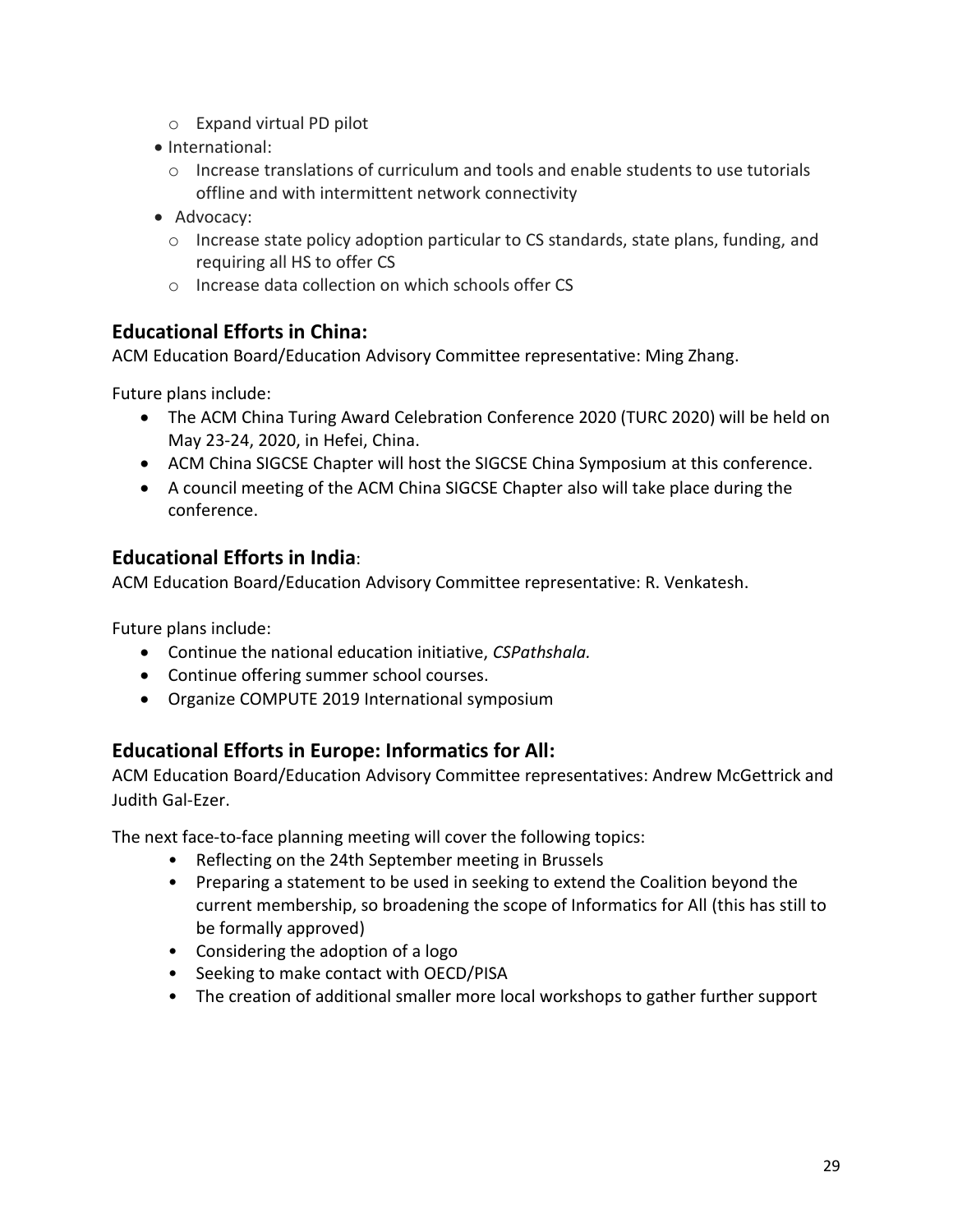- Expand virtual PD pilot
- International:
    - Increase translations of curriculum and tools and enable students to use tutorials offline and with intermittent network connectivity
- Advocacy:
    - Increase state policy adoption particular to CS standards, state plans, funding, and requiring all HS to offer CS
    - Increase data collection on which schools offer CS

## Educational Efforts in China:

ACM Education Board/Education Advisory Committee representative: Ming Zhang.

Future plans include:

- The ACM China Turing Award Celebration Conference 2020 (TURC 2020) will be held on May 23-24, 2020, in Hefei, China.
- ACM China SIGCSE Chapter will host the SIGCSE China Symposium at this conference.
- A council meeting of the ACM China SIGCSE Chapter also will take place during the conference.

## Educational Efforts in India:

ACM Education Board/Education Advisory Committee representative: R. Venkatesh.

Future plans include:

- Continue the national education initiative, *CSPathshala.*
- Continue offering summer school courses.
- Organize COMPUTE 2019 International symposium

## Educational Efforts in Europe: Informatics for All:

ACM Education Board/Education Advisory Committee representatives: Andrew McGettrick and Judith Gal-Ezer.

The next face-to-face planning meeting will cover the following topics:

- Reflecting on the 24th September meeting in Brussels
- Preparing a statement to be used in seeking to extend the Coalition beyond the current membership, so broadening the scope of Informatics for All (this has still to be formally approved)
- Considering the adoption of a logo
- Seeking to make contact with OECD/PISA
- The creation of additional smaller more local workshops to gather further support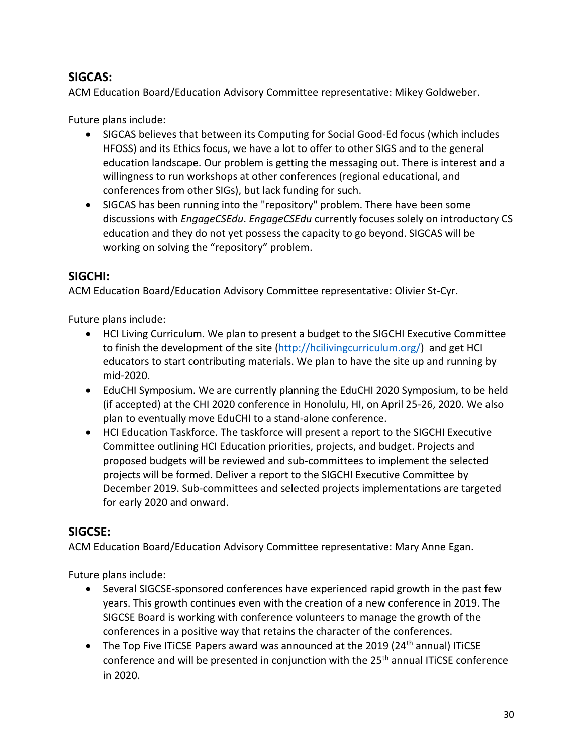## SIGCAS:

ACM Education Board/Education Advisory Committee representative: Mikey Goldweber.

Future plans include:

- SIGCAS believes that between its Computing for Social Good-Ed focus (which includes HFOSS) and its Ethics focus, we have a lot to offer to other SIGS and to the general education landscape. Our problem is getting the messaging out. There is interest and a willingness to run workshops at other conferences (regional educational, and conferences from other SIGs), but lack funding for such.
- SIGCAS has been running into the "repository" problem. There have been some discussions with *EngageCSEdu*. *EngageCSEdu* currently focuses solely on introductory CS education and they do not yet possess the capacity to go beyond. SIGCAS will be working on solving the “repository” problem.

## SIGCHI:

ACM Education Board/Education Advisory Committee representative: Olivier St-Cyr.

Future plans include:

- HCI Living Curriculum. We plan to present a budget to the SIGCHI Executive Committee to finish the development of the site (http://hcilivingcurriculum.org/) and get HCI educators to start contributing materials. We plan to have the site up and running by mid-2020.
- EduCHI Symposium. We are currently planning the EduCHI 2020 Symposium, to be held (if accepted) at the CHI 2020 conference in Honolulu, HI, on April 25-26, 2020. We also plan to eventually move EduCHI to a stand-alone conference.
- HCI Education Taskforce. The taskforce will present a report to the SIGCHI Executive Committee outlining HCI Education priorities, projects, and budget. Projects and proposed budgets will be reviewed and sub-committees to implement the selected projects will be formed. Deliver a report to the SIGCHI Executive Committee by December 2019. Sub-committees and selected projects implementations are targeted for early 2020 and onward.

## SIGCSE:

ACM Education Board/Education Advisory Committee representative: Mary Anne Egan.

Future plans include:

- Several SIGCSE-sponsored conferences have experienced rapid growth in the past few years. This growth continues even with the creation of a new conference in 2019. The SIGCSE Board is working with conference volunteers to manage the growth of the conferences in a positive way that retains the character of the conferences.
- The Top Five ITiCSE Papers award was announced at the 2019 (24th annual) ITiCSE conference and will be presented in conjunction with the 25th annual ITiCSE conference in 2020.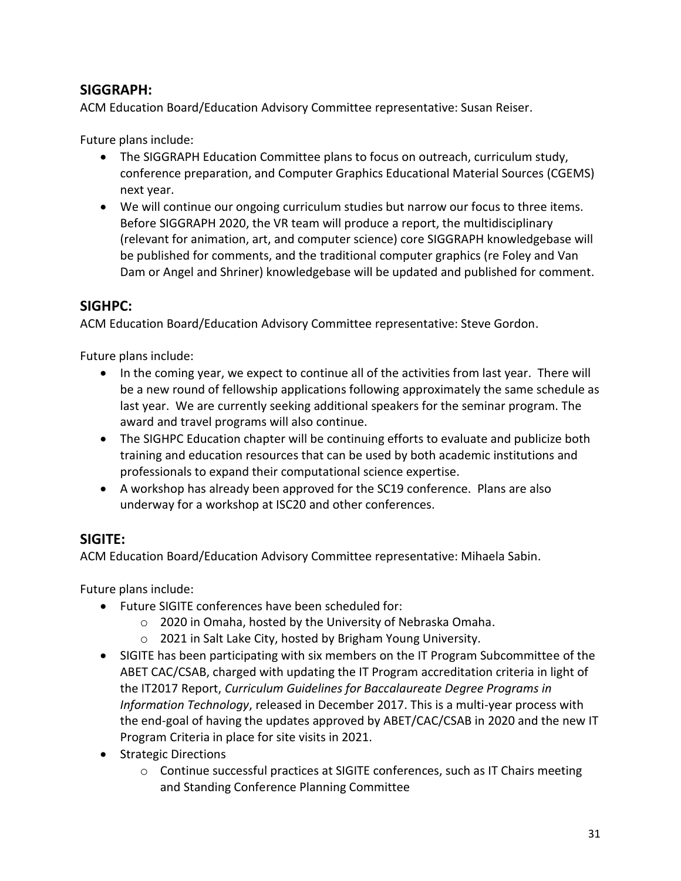## SIGGRAPH:

ACM Education Board/Education Advisory Committee representative: Susan Reiser.

Future plans include:

- The SIGGRAPH Education Committee plans to focus on outreach, curriculum study, conference preparation, and Computer Graphics Educational Material Sources (CGEMS) next year.
- We will continue our ongoing curriculum studies but narrow our focus to three items. Before SIGGRAPH 2020, the VR team will produce a report, the multidisciplinary (relevant for animation, art, and computer science) core SIGGRAPH knowledgebase will be published for comments, and the traditional computer graphics (re Foley and Van Dam or Angel and Shriner) knowledgebase will be updated and published for comment.

## SIGHPC:

ACM Education Board/Education Advisory Committee representative: Steve Gordon.

Future plans include:

- In the coming year, we expect to continue all of the activities from last year. There will be a new round of fellowship applications following approximately the same schedule as last year. We are currently seeking additional speakers for the seminar program. The award and travel programs will also continue.
- The SIGHPC Education chapter will be continuing efforts to evaluate and publicize both training and education resources that can be used by both academic institutions and professionals to expand their computational science expertise.
- A workshop has already been approved for the SC19 conference. Plans are also underway for a workshop at ISC20 and other conferences.

## SIGITE:

ACM Education Board/Education Advisory Committee representative: Mihaela Sabin.

Future plans include:

- Future SIGITE conferences have been scheduled for:
  - 2020 in Omaha, hosted by the University of Nebraska Omaha.
  - 2021 in Salt Lake City, hosted by Brigham Young University.
- SIGITE has been participating with six members on the IT Program Subcommittee of the ABET CAC/CSAB, charged with updating the IT Program accreditation criteria in light of the IT2017 Report, *Curriculum Guidelines for Baccalaureate Degree Programs in Information Technology*, released in December 2017. This is a multi-year process with the end-goal of having the updates approved by ABET/CAC/CSAB in 2020 and the new IT Program Criteria in place for site visits in 2021.
- Strategic Directions
  - Continue successful practices at SIGITE conferences, such as IT Chairs meeting and Standing Conference Planning Committee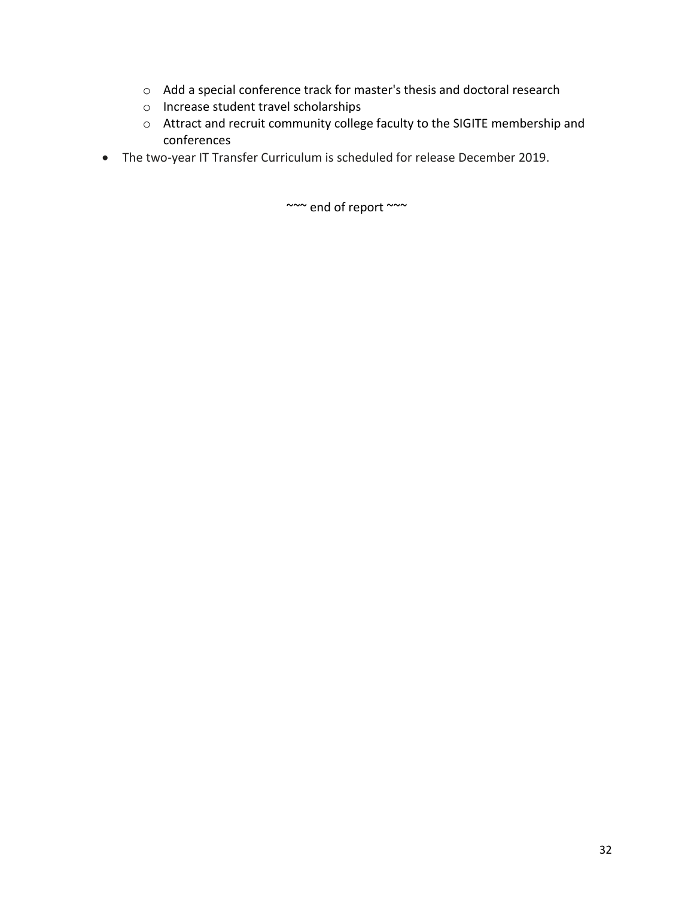- Add a special conference track for master's thesis and doctoral research
  - Increase student travel scholarships
  - Attract and recruit community college faculty to the SIGITE membership and conferences
- The two-year IT Transfer Curriculum is scheduled for release December 2019.

~~~ end of report ~~~